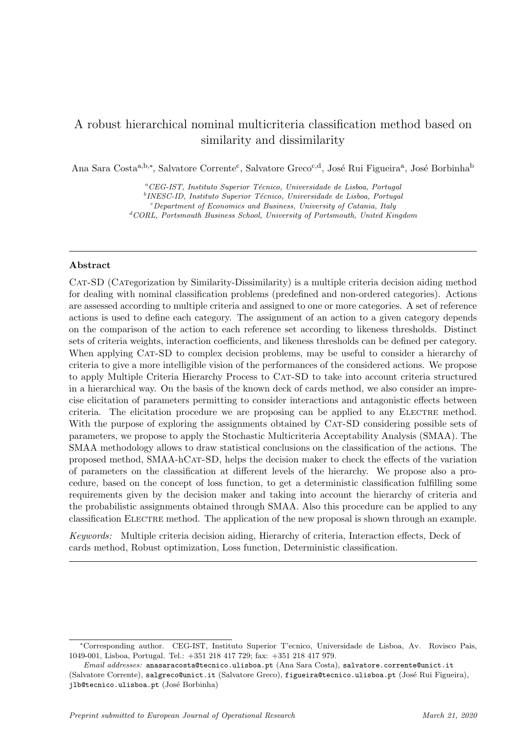# A robust hierarchical nominal multicriteria classification method based on similarity and dissimilarity

Ana Sara Costa[a,b,*], Salvatore Corrente[c], Salvatore Greco[c,d], José Rui Figueira[a], José Borbinha[b]

[a] *CEG-IST, Instituto Superior Técnico, Universidade de Lisboa, Portugal*
[b] *INESC-ID, Instituto Superior Técnico, Universidade de Lisboa, Portugal*
[c] *Department of Economics and Business, University of Catania, Italy*
[d] *CORL, Portsmouth Business School, University of Portsmouth, United Kingdom*

---

### Abstract

Cat-SD (Categorization by Similarity-Dissimilarity) is a multiple criteria decision aiding method for dealing with nominal classification problems (predefined and non-ordered categories). Actions are assessed according to multiple criteria and assigned to one or more categories. A set of reference actions is used to define each category. The assignment of an action to a given category depends on the comparison of the action to each reference set according to likeness thresholds. Distinct sets of criteria weights, interaction coefficients, and likeness thresholds can be defined per category. When applying Cat-SD to complex decision problems, may be useful to consider a hierarchy of criteria to give a more intelligible vision of the performances of the considered actions. We propose to apply Multiple Criteria Hierarchy Process to Cat-SD to take into account criteria structured in a hierarchical way. On the basis of the known deck of cards method, we also consider an imprecise elicitation of parameters permitting to consider interactions and antagonistic effects between criteria. The elicitation procedure we are proposing can be applied to any Electre method. With the purpose of exploring the assignments obtained by Cat-SD considering possible sets of parameters, we propose to apply the Stochastic Multicriteria Acceptability Analysis (SMAA). The SMAA methodology allows to draw statistical conclusions on the classification of the actions. The proposed method, SMAA-hCat-SD, helps the decision maker to check the effects of the variation of parameters on the classification at different levels of the hierarchy. We propose also a procedure, based on the concept of loss function, to get a deterministic classification fulfilling some requirements given by the decision maker and taking into account the hierarchy of criteria and the probabilistic assignments obtained through SMAA. Also this procedure can be applied to any classification Electre method. The application of the new proposal is shown through an example.

*Keywords:* Multiple criteria decision aiding, Hierarchy of criteria, Interaction effects, Deck of cards method, Robust optimization, Loss function, Deterministic classification.

---

[*] Corresponding author. CEG-IST, Instituto Superior T'ecnico, Universidade de Lisboa, Av. Rovisco Pais, 1049-001, Lisboa, Portugal. Tel.: +351 218 417 729; fax: +351 218 417 979.

*Email addresses:* anasaracosta@tecnico.ulisboa.pt (Ana Sara Costa), salvatore.corrente@unict.it (Salvatore Corrente), salgreco@unict.it (Salvatore Greco), figueira@tecnico.ulisboa.pt (José Rui Figueira), jlb@tecnico.ulisboa.pt (José Borbinha)

*Preprint submitted to European Journal of Operational Research* — *March 21, 2020*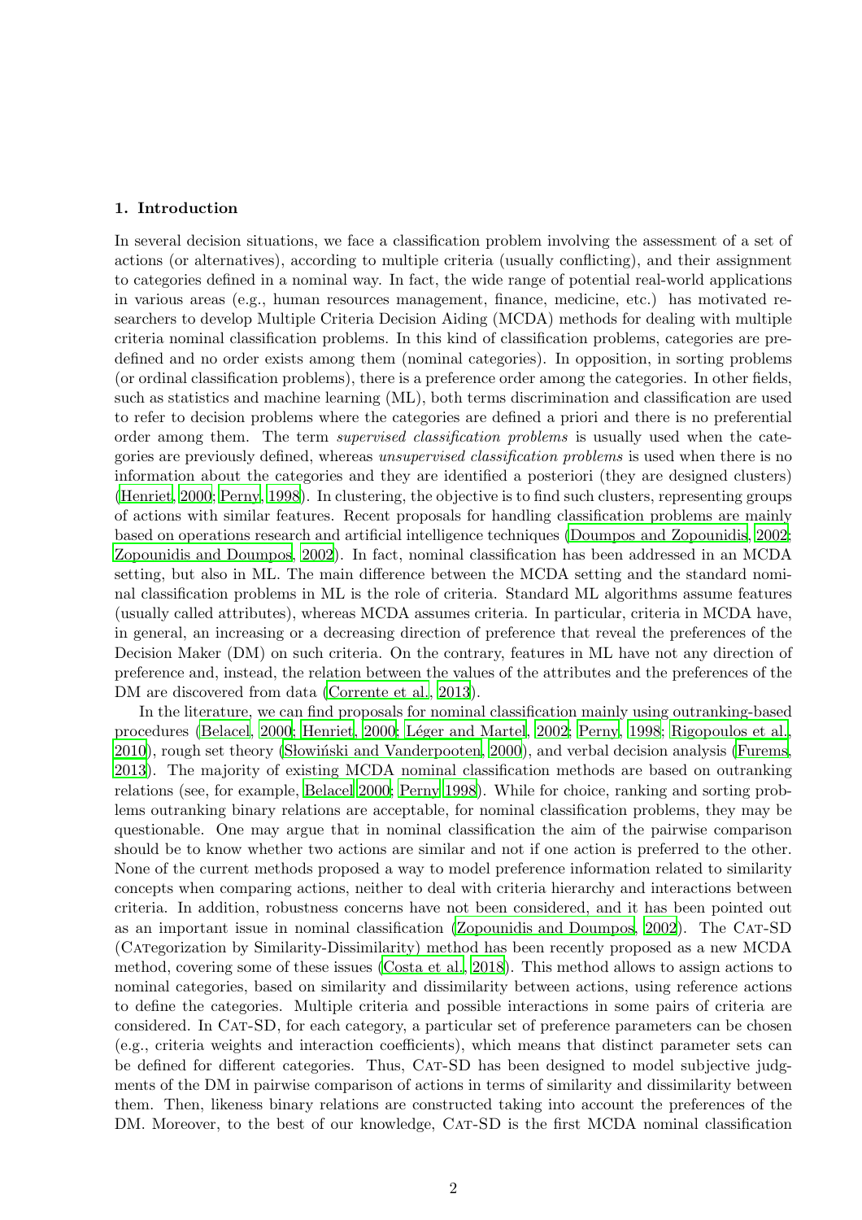## 1. Introduction

In several decision situations, we face a classification problem involving the assessment of a set of actions (or alternatives), according to multiple criteria (usually conflicting), and their assignment to categories defined in a nominal way. In fact, the wide range of potential real-world applications in various areas (e.g., human resources management, finance, medicine, etc.) has motivated researchers to develop Multiple Criteria Decision Aiding (MCDA) methods for dealing with multiple criteria nominal classification problems. In this kind of classification problems, categories are predefined and no order exists among them (nominal categories). In opposition, in sorting problems (or ordinal classification problems), there is a preference order among the categories. In other fields, such as statistics and machine learning (ML), both terms discrimination and classification are used to refer to decision problems where the categories are defined a priori and there is no preferential order among them. The term *supervised classification problems* is usually used when the categories are previously defined, whereas *unsupervised classification problems* is used when there is no information about the categories and they are identified a posteriori (they are designed clusters) (Henriet, 2000; Perny, 1998). In clustering, the objective is to find such clusters, representing groups of actions with similar features. Recent proposals for handling classification problems are mainly based on operations research and artificial intelligence techniques (Doumpos and Zopounidis, 2002; Zopounidis and Doumpos, 2002). In fact, nominal classification has been addressed in an MCDA setting, but also in ML. The main difference between the MCDA setting and the standard nominal classification problems in ML is the role of criteria. Standard ML algorithms assume features (usually called attributes), whereas MCDA assumes criteria. In particular, criteria in MCDA have, in general, an increasing or a decreasing direction of preference that reveal the preferences of the Decision Maker (DM) on such criteria. On the contrary, features in ML have not any direction of preference and, instead, the relation between the values of the attributes and the preferences of the DM are discovered from data (Corrente et al., 2013).

In the literature, we can find proposals for nominal classification mainly using outranking-based procedures (Belacel, 2000; Henriet, 2000; Léger and Martel, 2002; Perny, 1998; Rigopoulos et al., 2010), rough set theory (Słowiński and Vanderpooten, 2000), and verbal decision analysis (Furems, 2013). The majority of existing MCDA nominal classification methods are based on outranking relations (see, for example, Belacel 2000; Perny 1998). While for choice, ranking and sorting problems outranking binary relations are acceptable, for nominal classification problems, they may be questionable. One may argue that in nominal classification the aim of the pairwise comparison should be to know whether two actions are similar and not if one action is preferred to the other. None of the current methods proposed a way to model preference information related to similarity concepts when comparing actions, neither to deal with criteria hierarchy and interactions between criteria. In addition, robustness concerns have not been considered, and it has been pointed out as an important issue in nominal classification (Zopounidis and Doumpos, 2002). The Cat-SD (CATegorization by Similarity-Dissimilarity) method has been recently proposed as a new MCDA method, covering some of these issues (Costa et al., 2018). This method allows to assign actions to nominal categories, based on similarity and dissimilarity between actions, using reference actions to define the categories. Multiple criteria and possible interactions in some pairs of criteria are considered. In Cat-SD, for each category, a particular set of preference parameters can be chosen (e.g., criteria weights and interaction coefficients), which means that distinct parameter sets can be defined for different categories. Thus, Cat-SD has been designed to model subjective judgments of the DM in pairwise comparison of actions in terms of similarity and dissimilarity between them. Then, likeness binary relations are constructed taking into account the preferences of the DM. Moreover, to the best of our knowledge, Cat-SD is the first MCDA nominal classification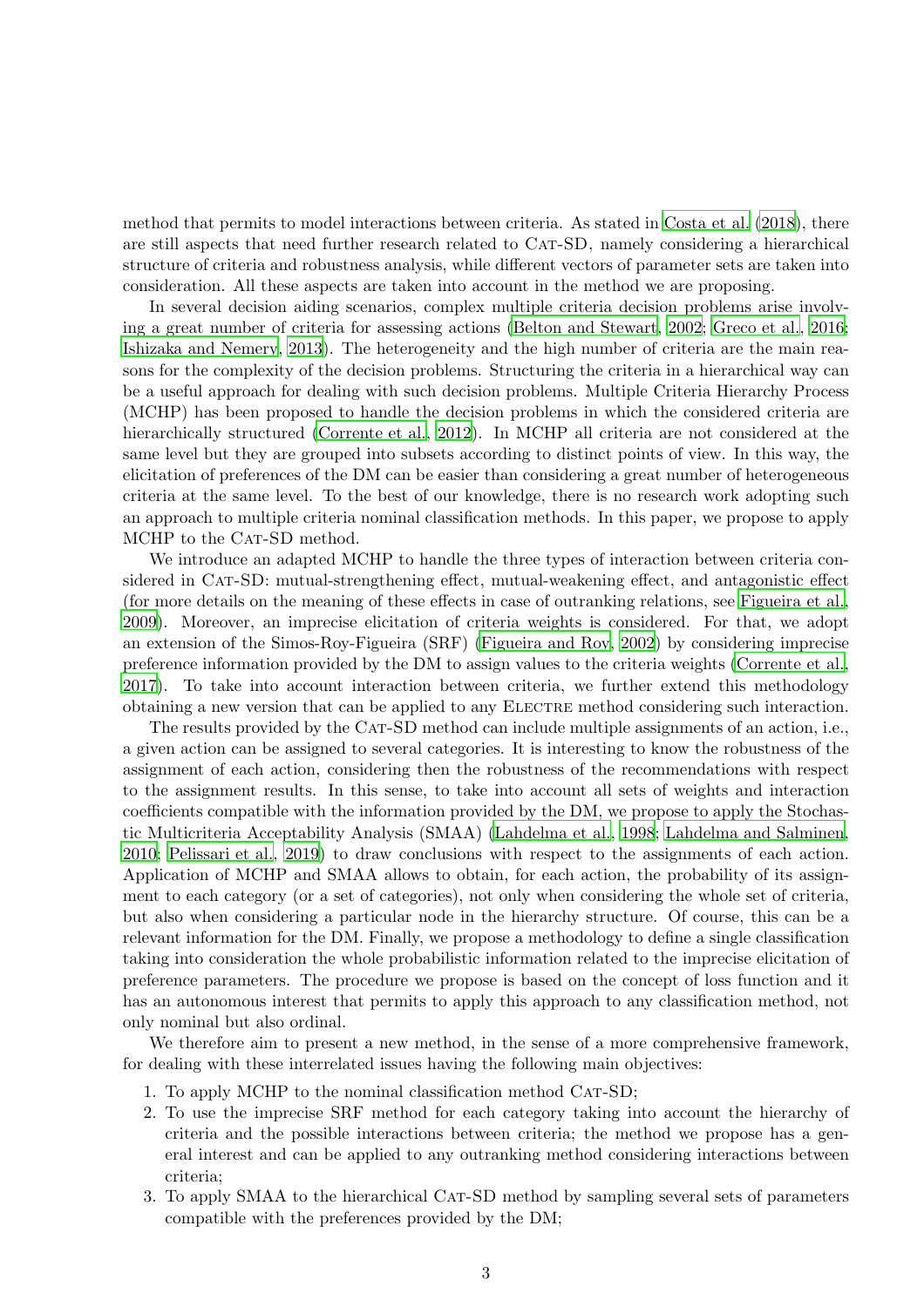method that permits to model interactions between criteria. As stated in Costa et al. (2018), there are still aspects that need further research related to Cat-SD, namely considering a hierarchical structure of criteria and robustness analysis, while different vectors of parameter sets are taken into consideration. All these aspects are taken into account in the method we are proposing.

In several decision aiding scenarios, complex multiple criteria decision problems arise involving a great number of criteria for assessing actions (Belton and Stewart, 2002; Greco et al., 2016; Ishizaka and Nemery, 2013). The heterogeneity and the high number of criteria are the main reasons for the complexity of the decision problems. Structuring the criteria in a hierarchical way can be a useful approach for dealing with such decision problems. Multiple Criteria Hierarchy Process (MCHP) has been proposed to handle the decision problems in which the considered criteria are hierarchically structured (Corrente et al., 2012). In MCHP all criteria are not considered at the same level but they are grouped into subsets according to distinct points of view. In this way, the elicitation of preferences of the DM can be easier than considering a great number of heterogeneous criteria at the same level. To the best of our knowledge, there is no research work adopting such an approach to multiple criteria nominal classification methods. In this paper, we propose to apply MCHP to the Cat-SD method.

We introduce an adapted MCHP to handle the three types of interaction between criteria considered in Cat-SD: mutual-strengthening effect, mutual-weakening effect, and antagonistic effect (for more details on the meaning of these effects in case of outranking relations, see Figueira et al., 2009). Moreover, an imprecise elicitation of criteria weights is considered. For that, we adopt an extension of the Simos-Roy-Figueira (SRF) (Figueira and Roy, 2002) by considering imprecise preference information provided by the DM to assign values to the criteria weights (Corrente et al., 2017). To take into account interaction between criteria, we further extend this methodology obtaining a new version that can be applied to any Electre method considering such interaction.

The results provided by the Cat-SD method can include multiple assignments of an action, i.e., a given action can be assigned to several categories. It is interesting to know the robustness of the assignment of each action, considering then the robustness of the recommendations with respect to the assignment results. In this sense, to take into account all sets of weights and interaction coefficients compatible with the information provided by the DM, we propose to apply the Stochastic Multicriteria Acceptability Analysis (SMAA) (Lahdelma et al., 1998; Lahdelma and Salminen, 2010; Pelissari et al., 2019) to draw conclusions with respect to the assignments of each action. Application of MCHP and SMAA allows to obtain, for each action, the probability of its assignment to each category (or a set of categories), not only when considering the whole set of criteria, but also when considering a particular node in the hierarchy structure. Of course, this can be a relevant information for the DM. Finally, we propose a methodology to define a single classification taking into consideration the whole probabilistic information related to the imprecise elicitation of preference parameters. The procedure we propose is based on the concept of loss function and it has an autonomous interest that permits to apply this approach to any classification method, not only nominal but also ordinal.

We therefore aim to present a new method, in the sense of a more comprehensive framework, for dealing with these interrelated issues having the following main objectives:

1. To apply MCHP to the nominal classification method Cat-SD;
2. To use the imprecise SRF method for each category taking into account the hierarchy of criteria and the possible interactions between criteria; the method we propose has a general interest and can be applied to any outranking method considering interactions between criteria;
3. To apply SMAA to the hierarchical Cat-SD method by sampling several sets of parameters compatible with the preferences provided by the DM;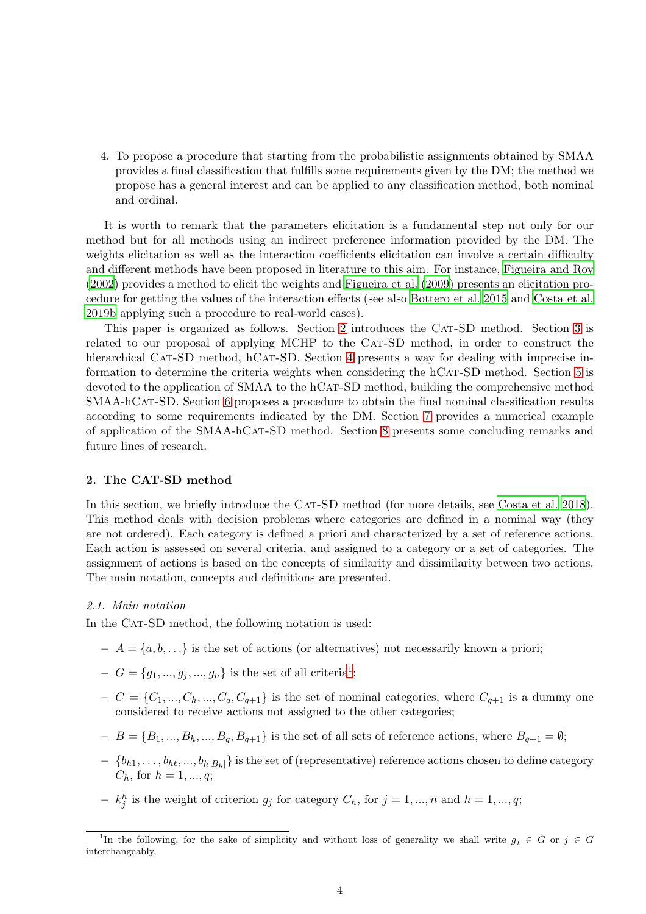4. To propose a procedure that starting from the probabilistic assignments obtained by SMAA provides a final classification that fulfills some requirements given by the DM; the method we propose has a general interest and can be applied to any classification method, both nominal and ordinal.

It is worth to remark that the parameters elicitation is a fundamental step not only for our method but for all methods using an indirect preference information provided by the DM. The weights elicitation as well as the interaction coefficients elicitation can involve a certain difficulty and different methods have been proposed in literature to this aim. For instance, Figueira and Roy (2002) provides a method to elicit the weights and Figueira et al. (2009) presents an elicitation procedure for getting the values of the interaction effects (see also Bottero et al. 2015 and Costa et al. 2019b applying such a procedure to real-world cases).

This paper is organized as follows. Section 2 introduces the Cat-SD method. Section 3 is related to our proposal of applying MCHP to the Cat-SD method, in order to construct the hierarchical Cat-SD method, hCat-SD. Section 4 presents a way for dealing with imprecise information to determine the criteria weights when considering the hCat-SD method. Section 5 is devoted to the application of SMAA to the hCat-SD method, building the comprehensive method SMAA-hCat-SD. Section 6 proposes a procedure to obtain the final nominal classification results according to some requirements indicated by the DM. Section 7 provides a numerical example of application of the SMAA-hCat-SD method. Section 8 presents some concluding remarks and future lines of research.

## 2. The CAT-SD method

In this section, we briefly introduce the Cat-SD method (for more details, see Costa et al. 2018). This method deals with decision problems where categories are defined in a nominal way (they are not ordered). Each category is defined a priori and characterized by a set of reference actions. Each action is assessed on several criteria, and assigned to a category or a set of categories. The assignment of actions is based on the concepts of similarity and dissimilarity between two actions. The main notation, concepts and definitions are presented.

### 2.1. Main notation

In the Cat-SD method, the following notation is used:

- $A = \{a, b, \ldots\}$ is the set of actions (or alternatives) not necessarily known a priori;
- $G = \{g_1, ..., g_j, ..., g_n\}$ is the set of all criteria[1];
- $C = \{C_1, ..., C_h, ..., C_q, C_{q+1}\}$ is the set of nominal categories, where $C_{q+1}$ is a dummy one considered to receive actions not assigned to the other categories;
- $B = \{B_1, ..., B_h, ..., B_q, B_{q+1}\}$ is the set of all sets of reference actions, where $B_{q+1} = \emptyset$;
- $\{b_{h1}, \ldots, b_{h\ell}, ..., b_{h|B_h|}\}$ is the set of (representative) reference actions chosen to define category $C_h$, for $h = 1, ..., q$;
- $k_j^h$ is the weight of criterion $g_j$ for category $C_h$, for $j = 1, ..., n$ and $h = 1, ..., q$;

[1] In the following, for the sake of simplicity and without loss of generality we shall write $g_j \in G$ or $j \in G$ interchangeably.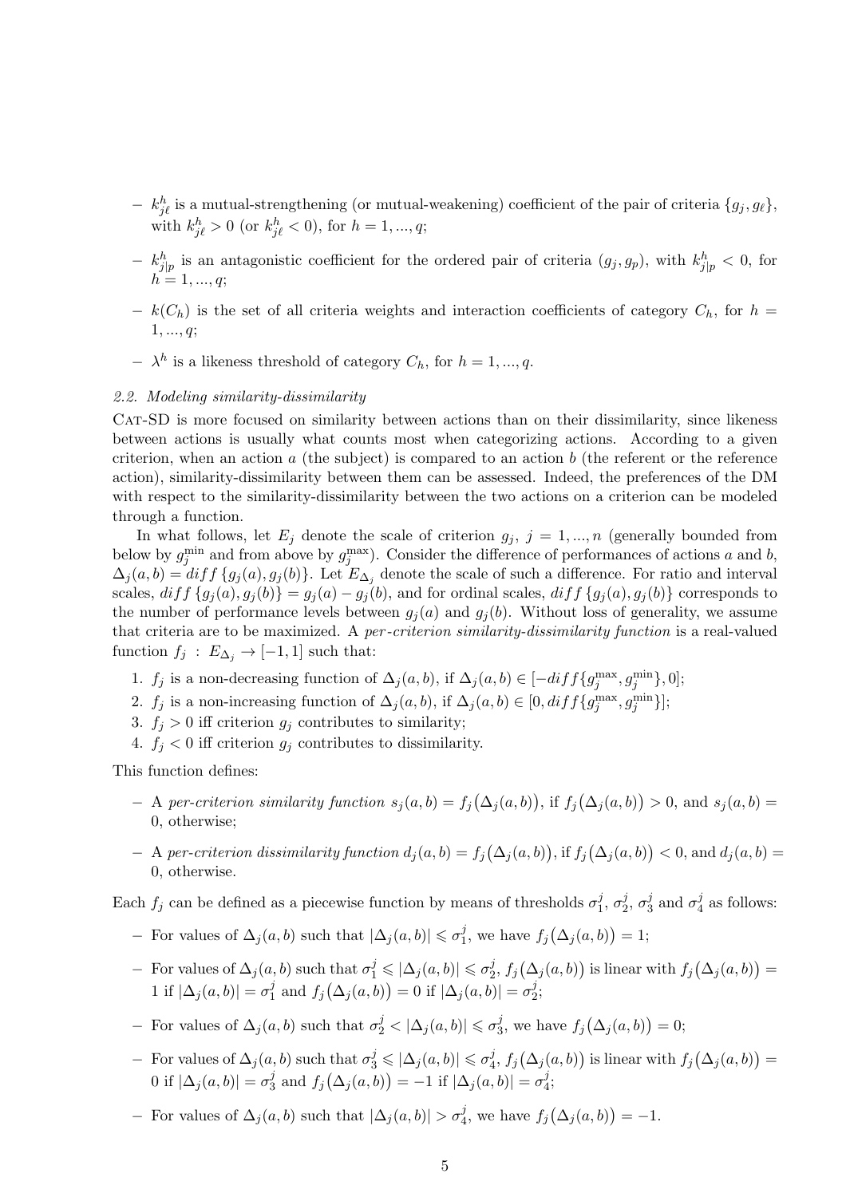– $k^h_{j\ell}$ is a mutual-strengthening (or mutual-weakening) coefficient of the pair of criteria $\{g_j, g_\ell\}$, with $k^h_{j\ell} > 0$ (or $k^h_{j\ell} < 0$), for $h = 1, ..., q$;

– $k^h_{j|p}$ is an antagonistic coefficient for the ordered pair of criteria $(g_j, g_p)$, with $k^h_{j|p} < 0$, for $h = 1, ..., q$;

– $k(C_h)$ is the set of all criteria weights and interaction coefficients of category $C_h$, for $h = 1, ..., q$;

– $\lambda^h$ is a likeness threshold of category $C_h$, for $h = 1, ..., q$.

### 2.2. Modeling similarity-dissimilarity

Cat-SD is more focused on similarity between actions than on their dissimilarity, since likeness between actions is usually what counts most when categorizing actions. According to a given criterion, when an action $a$ (the subject) is compared to an action $b$ (the referent or the reference action), similarity-dissimilarity between them can be assessed. Indeed, the preferences of the DM with respect to the similarity-dissimilarity between the two actions on a criterion can be modeled through a function.

In what follows, let $E_j$ denote the scale of criterion $g_j$, $j = 1, ..., n$ (generally bounded from below by $g_j^{\min}$ and from above by $g_j^{\max}$). Consider the difference of performances of actions $a$ and $b$, $\Delta_j(a,b) = diff\{g_j(a), g_j(b)\}$. Let $E_{\Delta_j}$ denote the scale of such a difference. For ratio and interval scales, $diff\{g_j(a), g_j(b)\} = g_j(a) - g_j(b)$, and for ordinal scales, $diff\{g_j(a), g_j(b)\}$ corresponds to the number of performance levels between $g_j(a)$ and $g_j(b)$. Without loss of generality, we assume that criteria are to be maximized. A *per-criterion similarity-dissimilarity function* is a real-valued function $f_j : E_{\Delta_j} \rightarrow [-1, 1]$ such that:

1. $f_j$ is a non-decreasing function of $\Delta_j(a,b)$, if $\Delta_j(a,b) \in [-diff\{g_j^{\max}, g_j^{\min}\}, 0]$;
2. $f_j$ is a non-increasing function of $\Delta_j(a,b)$, if $\Delta_j(a,b) \in [0, diff\{g_j^{\max}, g_j^{\min}\}]$;
3. $f_j > 0$ iff criterion $g_j$ contributes to similarity;
4. $f_j < 0$ iff criterion $g_j$ contributes to dissimilarity.

This function defines:

– A *per-criterion similarity function* $s_j(a,b) = f_j\big(\Delta_j(a,b)\big)$, if $f_j\big(\Delta_j(a,b)\big) > 0$, and $s_j(a,b) = 0$, otherwise;

– A *per-criterion dissimilarity function* $d_j(a,b) = f_j\big(\Delta_j(a,b)\big)$, if $f_j\big(\Delta_j(a,b)\big) < 0$, and $d_j(a,b) = 0$, otherwise.

Each $f_j$ can be defined as a piecewise function by means of thresholds $\sigma_1^j$, $\sigma_2^j$, $\sigma_3^j$ and $\sigma_4^j$ as follows:

– For values of $\Delta_j(a,b)$ such that $|\Delta_j(a,b)| \leqslant \sigma_1^j$, we have $f_j\big(\Delta_j(a,b)\big) = 1$;

– For values of $\Delta_j(a,b)$ such that $\sigma_1^j \leqslant |\Delta_j(a,b)| \leqslant \sigma_2^j$, $f_j\big(\Delta_j(a,b)\big)$ is linear with $f_j\big(\Delta_j(a,b)\big) = 1$ if $|\Delta_j(a,b)| = \sigma_1^j$ and $f_j\big(\Delta_j(a,b)\big) = 0$ if $|\Delta_j(a,b)| = \sigma_2^j$;

– For values of $\Delta_j(a,b)$ such that $\sigma_2^j < |\Delta_j(a,b)| \leqslant \sigma_3^j$, we have $f_j\big(\Delta_j(a,b)\big) = 0$;

– For values of $\Delta_j(a,b)$ such that $\sigma_3^j \leqslant |\Delta_j(a,b)| \leqslant \sigma_4^j$, $f_j\big(\Delta_j(a,b)\big)$ is linear with $f_j\big(\Delta_j(a,b)\big) = 0$ if $|\Delta_j(a,b)| = \sigma_3^j$ and $f_j\big(\Delta_j(a,b)\big) = -1$ if $|\Delta_j(a,b)| = \sigma_4^j$;

– For values of $\Delta_j(a,b)$ such that $|\Delta_j(a,b)| > \sigma_4^j$, we have $f_j\big(\Delta_j(a,b)\big) = -1$.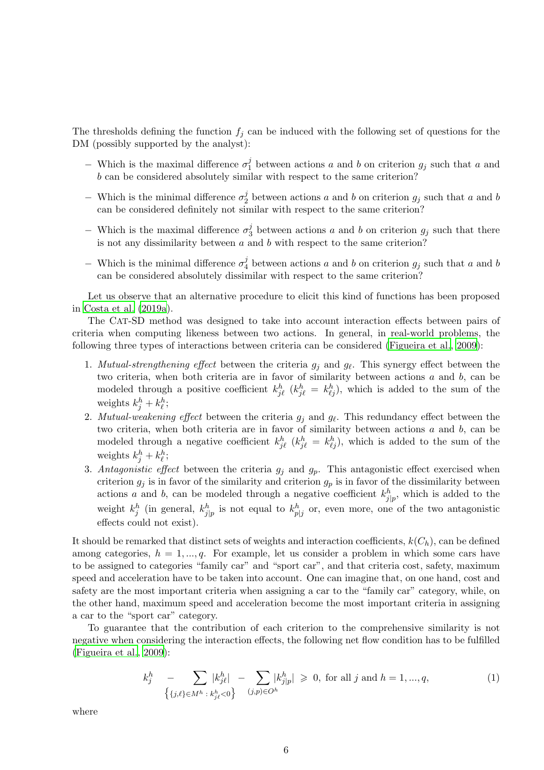The thresholds defining the function $f_j$ can be induced with the following set of questions for the DM (possibly supported by the analyst):

– Which is the maximal difference $\sigma_1^j$ between actions $a$ and $b$ on criterion $g_j$ such that $a$ and $b$ can be considered absolutely similar with respect to the same criterion?

– Which is the minimal difference $\sigma_2^j$ between actions $a$ and $b$ on criterion $g_j$ such that $a$ and $b$ can be considered definitely not similar with respect to the same criterion?

– Which is the maximal difference $\sigma_3^j$ between actions $a$ and $b$ on criterion $g_j$ such that there is not any dissimilarity between $a$ and $b$ with respect to the same criterion?

– Which is the minimal difference $\sigma_4^j$ between actions $a$ and $b$ on criterion $g_j$ such that $a$ and $b$ can be considered absolutely dissimilar with respect to the same criterion?

Let us observe that an alternative procedure to elicit this kind of functions has been proposed in Costa et al. (2019a).

The Cat-SD method was designed to take into account interaction effects between pairs of criteria when computing likeness between two actions. In general, in real-world problems, the following three types of interactions between criteria can be considered (Figueira et al., 2009):

1. *Mutual-strengthening effect* between the criteria $g_j$ and $g_\ell$. This synergy effect between the two criteria, when both criteria are in favor of similarity between actions $a$ and $b$, can be modeled through a positive coefficient $k_{j\ell}^h$ ($k_{j\ell}^h = k_{\ell j}^h$), which is added to the sum of the weights $k_j^h + k_\ell^h$;
2. *Mutual-weakening effect* between the criteria $g_j$ and $g_\ell$. This redundancy effect between the two criteria, when both criteria are in favor of similarity between actions $a$ and $b$, can be modeled through a negative coefficient $k_{j\ell}^h$ ($k_{j\ell}^h = k_{\ell j}^h$), which is added to the sum of the weights $k_j^h + k_\ell^h$;
3. *Antagonistic effect* between the criteria $g_j$ and $g_p$. This antagonistic effect exercised when criterion $g_j$ is in favor of the similarity and criterion $g_p$ is in favor of the dissimilarity between actions $a$ and $b$, can be modeled through a negative coefficient $k_{j|p}^h$, which is added to the weight $k_j^h$ (in general, $k_{j|p}^h$ is not equal to $k_{p|j}^h$ or, even more, one of the two antagonistic effects could not exist).

It should be remarked that distinct sets of weights and interaction coefficients, $k(C_h)$, can be defined among categories, $h = 1, ..., q$. For example, let us consider a problem in which some cars have to be assigned to categories "family car" and "sport car", and that criteria cost, safety, maximum speed and acceleration have to be taken into account. One can imagine that, on one hand, cost and safety are the most important criteria when assigning a car to the "family car" category, while, on the other hand, maximum speed and acceleration become the most important criteria in assigning a car to the "sport car" category.

To guarantee that the contribution of each criterion to the comprehensive similarity is not negative when considering the interaction effects, the following net flow condition has to be fulfilled (Figueira et al., 2009):

$$k_j^h \quad - \sum_{\left\{\{j,\ell\} \in M^h \,:\, k_{j\ell}^h < 0\right\}} |k_{j\ell}^h| \quad - \sum_{(j,p) \in O^h} |k_{j|p}^h| \;\geqslant\; 0, \text{ for all } j \text{ and } h = 1, ..., q, \tag{1}$$

where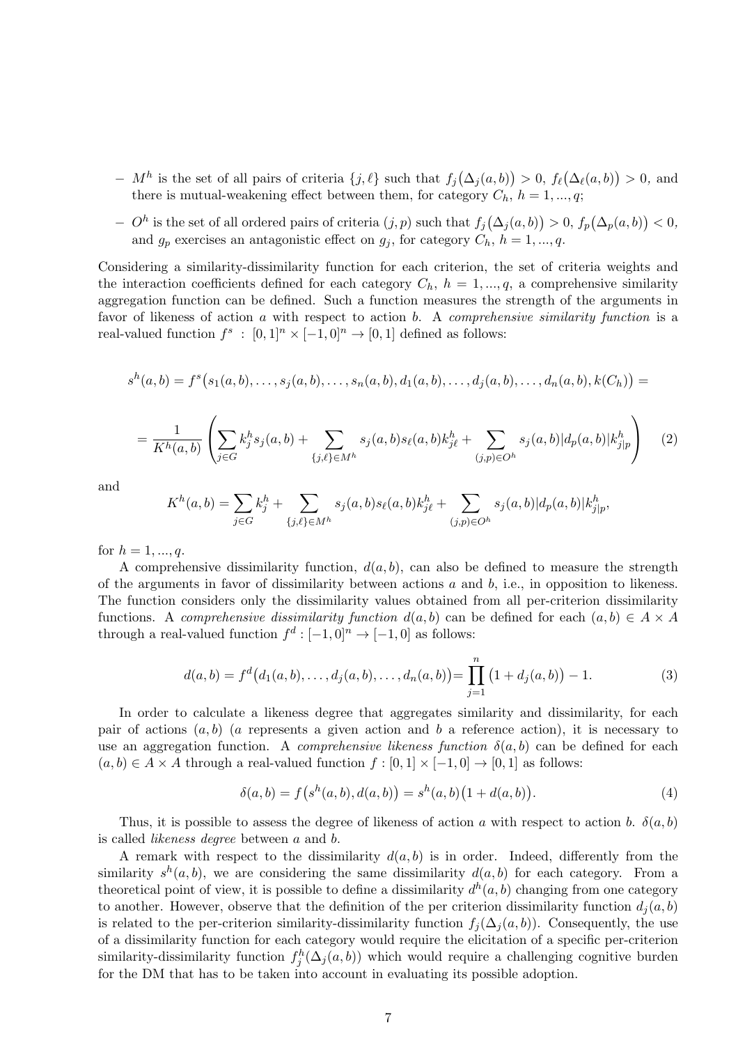- $M^h$ is the set of all pairs of criteria $\{j, \ell\}$ such that $f_j\big(\Delta_j(a,b)\big) > 0$, $f_\ell\big(\Delta_\ell(a,b)\big) > 0$, and there is mutual-weakening effect between them, for category $C_h$, $h = 1, ..., q$;
- $O^h$ is the set of all ordered pairs of criteria $(j, p)$ such that $f_j\big(\Delta_j(a,b)\big) > 0$, $f_p\big(\Delta_p(a,b)\big) < 0$, and $g_p$ exercises an antagonistic effect on $g_j$, for category $C_h$, $h = 1, ..., q$.

Considering a similarity-dissimilarity function for each criterion, the set of criteria weights and the interaction coefficients defined for each category $C_h$, $h = 1, ..., q$, a comprehensive similarity aggregation function can be defined. Such a function measures the strength of the arguments in favor of likeness of action $a$ with respect to action $b$. A *comprehensive similarity function* is a real-valued function $f^s : [0,1]^n \times [-1,0]^n \to [0,1]$ defined as follows:

$$s^h(a,b) = f^s\big(s_1(a,b), \ldots, s_j(a,b), \ldots, s_n(a,b), d_1(a,b), \ldots, d_j(a,b), \ldots, d_n(a,b), k(C_h)\big) =$$

$$= \frac{1}{K^h(a,b)} \left( \sum_{j \in G} k_j^h s_j(a,b) + \sum_{\{j,\ell\} \in M^h} s_j(a,b) s_\ell(a,b) k_{j\ell}^h + \sum_{(j,p) \in O^h} s_j(a,b) |d_p(a,b)| k_{j|p}^h \right) \quad (2)$$

and

$$K^h(a,b) = \sum_{j \in G} k_j^h + \sum_{\{j,\ell\} \in M^h} s_j(a,b) s_\ell(a,b) k_{j\ell}^h + \sum_{(j,p) \in O^h} s_j(a,b) |d_p(a,b)| k_{j|p}^h,$$

for $h = 1, ..., q$.

A comprehensive dissimilarity function, $d(a,b)$, can also be defined to measure the strength of the arguments in favor of dissimilarity between actions $a$ and $b$, i.e., in opposition to likeness. The function considers only the dissimilarity values obtained from all per-criterion dissimilarity functions. A *comprehensive dissimilarity function* $d(a,b)$ can be defined for each $(a,b) \in A \times A$ through a real-valued function $f^d : [-1,0]^n \to [-1,0]$ as follows:

$$d(a,b) = f^d\big(d_1(a,b), \ldots, d_j(a,b), \ldots, d_n(a,b)\big) = \prod_{j=1}^{n} \big(1 + d_j(a,b)\big) - 1. \quad (3)$$

In order to calculate a likeness degree that aggregates similarity and dissimilarity, for each pair of actions $(a,b)$ ($a$ represents a given action and $b$ a reference action), it is necessary to use an aggregation function. A *comprehensive likeness function* $\delta(a,b)$ can be defined for each $(a,b) \in A \times A$ through a real-valued function $f : [0,1] \times [-1,0] \to [0,1]$ as follows:

$$\delta(a,b) = f\big(s^h(a,b), d(a,b)\big) = s^h(a,b)\big(1 + d(a,b)\big). \quad (4)$$

Thus, it is possible to assess the degree of likeness of action $a$ with respect to action $b$. $\delta(a,b)$ is called *likeness degree* between $a$ and $b$.

A remark with respect to the dissimilarity $d(a,b)$ is in order. Indeed, differently from the similarity $s^h(a,b)$, we are considering the same dissimilarity $d(a,b)$ for each category. From a theoretical point of view, it is possible to define a dissimilarity $d^h(a,b)$ changing from one category to another. However, observe that the definition of the per criterion dissimilarity function $d_j(a,b)$ is related to the per-criterion similarity-dissimilarity function $f_j(\Delta_j(a,b))$. Consequently, the use of a dissimilarity function for each category would require the elicitation of a specific per-criterion similarity-dissimilarity function $f_j^h(\Delta_j(a,b))$ which would require a challenging cognitive burden for the DM that has to be taken into account in evaluating its possible adoption.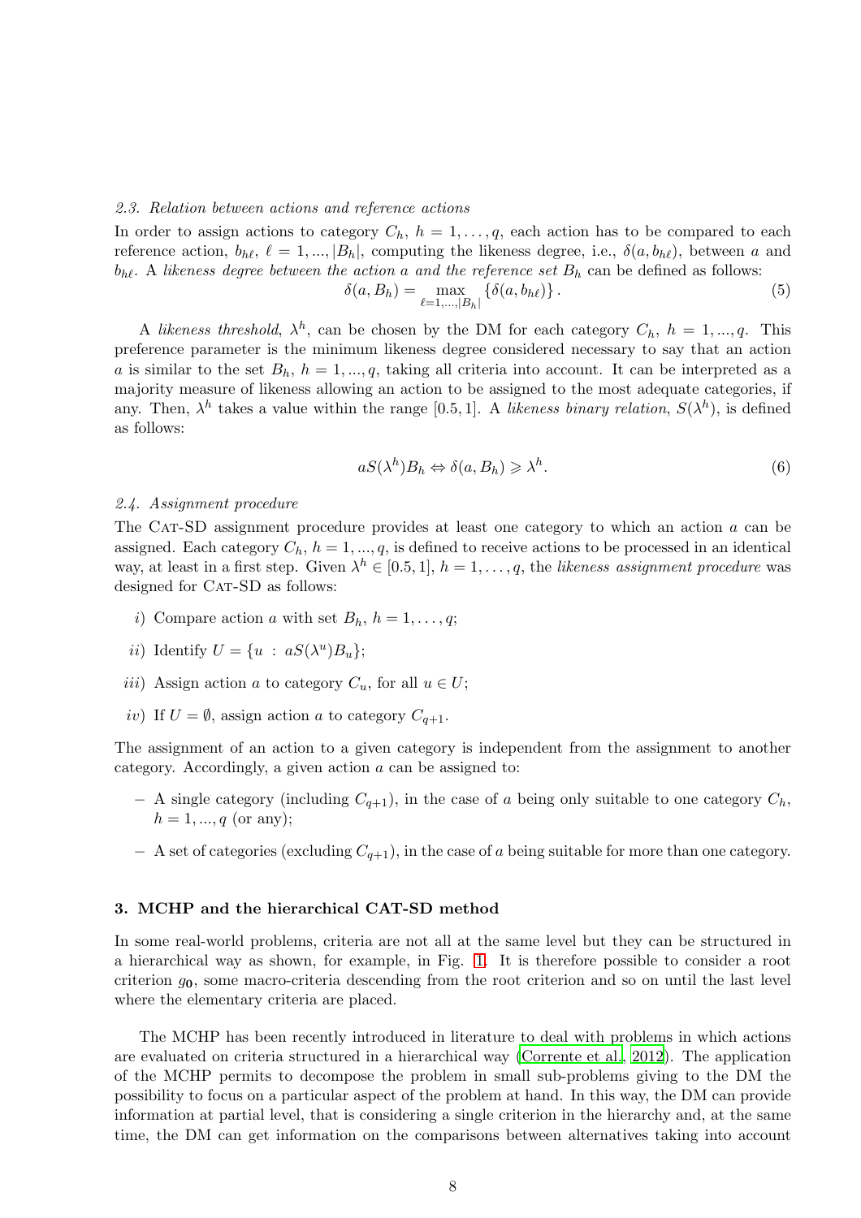### 2.3. Relation between actions and reference actions

In order to assign actions to category $C_h$, $h = 1, \ldots, q$, each action has to be compared to each reference action, $b_{h\ell}$, $\ell = 1, ..., |B_h|$, computing the likeness degree, i.e., $\delta(a, b_{h\ell})$, between $a$ and $b_{h\ell}$. A *likeness degree between the action a and the reference set $B_h$* can be defined as follows:

$$\delta(a, B_h) = \max_{\ell=1,...,|B_h|} \{\delta(a, b_{h\ell})\}. \tag{5}$$

A *likeness threshold*, $\lambda^h$, can be chosen by the DM for each category $C_h$, $h = 1, ..., q$. This preference parameter is the minimum likeness degree considered necessary to say that an action $a$ is similar to the set $B_h$, $h = 1, ..., q$, taking all criteria into account. It can be interpreted as a majority measure of likeness allowing an action to be assigned to the most adequate categories, if any. Then, $\lambda^h$ takes a value within the range $[0.5, 1]$. A *likeness binary relation*, $S(\lambda^h)$, is defined as follows:

$$aS(\lambda^h)B_h \Leftrightarrow \delta(a, B_h) \geqslant \lambda^h. \tag{6}$$

### 2.4. Assignment procedure

The Cat-SD assignment procedure provides at least one category to which an action $a$ can be assigned. Each category $C_h$, $h = 1, ..., q$, is defined to receive actions to be processed in an identical way, at least in a first step. Given $\lambda^h \in [0.5, 1]$, $h = 1, \ldots, q$, the *likeness assignment procedure* was designed for Cat-SD as follows:

*i)* Compare action $a$ with set $B_h$, $h = 1, \ldots, q$;

*ii)* Identify $U = \{u \,:\, aS(\lambda^u)B_u\}$;

*iii)* Assign action $a$ to category $C_u$, for all $u \in U$;

*iv)* If $U = \emptyset$, assign action $a$ to category $C_{q+1}$.

The assignment of an action to a given category is independent from the assignment to another category. Accordingly, a given action $a$ can be assigned to:

- A single category (including $C_{q+1}$), in the case of $a$ being only suitable to one category $C_h$, $h = 1, ..., q$ (or any);
- A set of categories (excluding $C_{q+1}$), in the case of $a$ being suitable for more than one category.

## 3. MCHP and the hierarchical CAT-SD method

In some real-world problems, criteria are not all at the same level but they can be structured in a hierarchical way as shown, for example, in Fig. 1. It is therefore possible to consider a root criterion $g_{\mathbf{0}}$, some macro-criteria descending from the root criterion and so on until the last level where the elementary criteria are placed.

The MCHP has been recently introduced in literature to deal with problems in which actions are evaluated on criteria structured in a hierarchical way (Corrente et al., 2012). The application of the MCHP permits to decompose the problem in small sub-problems giving to the DM the possibility to focus on a particular aspect of the problem at hand. In this way, the DM can provide information at partial level, that is considering a single criterion in the hierarchy and, at the same time, the DM can get information on the comparisons between alternatives taking into account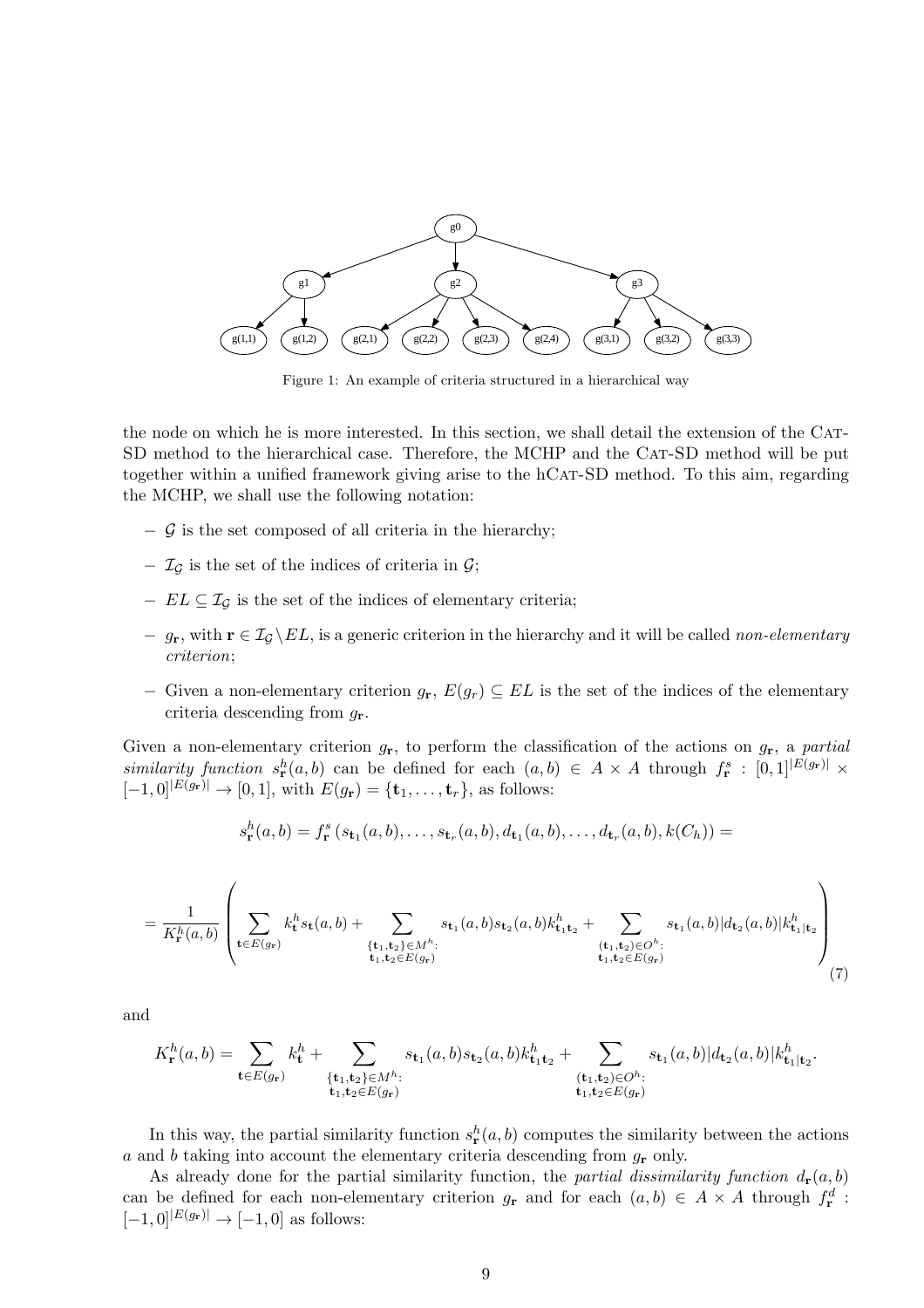Figure 1: An example of criteria structured in a hierarchical way

the node on which he is more interested. In this section, we shall detail the extension of the Cat-SD method to the hierarchical case. Therefore, the MCHP and the Cat-SD method will be put together within a unified framework giving arise to the hCat-SD method. To this aim, regarding the MCHP, we shall use the following notation:

- $\mathcal{G}$ is the set composed of all criteria in the hierarchy;
- $\mathcal{I}_{\mathcal{G}}$ is the set of the indices of criteria in $\mathcal{G}$;
- $EL \subseteq \mathcal{I}_{\mathcal{G}}$ is the set of the indices of elementary criteria;
- $g_{\mathbf{r}}$, with $\mathbf{r} \in \mathcal{I}_{\mathcal{G}} \setminus EL$, is a generic criterion in the hierarchy and it will be called *non-elementary criterion*;
- Given a non-elementary criterion $g_{\mathbf{r}}$, $E(g_r) \subseteq EL$ is the set of the indices of the elementary criteria descending from $g_{\mathbf{r}}$.

Given a non-elementary criterion $g_{\mathbf{r}}$, to perform the classification of the actions on $g_{\mathbf{r}}$, a *partial similarity function* $s_{\mathbf{r}}^h(a,b)$ can be defined for each $(a,b) \in A \times A$ through $f_{\mathbf{r}}^s : [0,1]^{|E(g_{\mathbf{r}})|} \times [-1,0]^{|E(g_{\mathbf{r}})|} \rightarrow [0,1]$, with $E(g_{\mathbf{r}}) = \{\mathbf{t}_1, \ldots, \mathbf{t}_r\}$, as follows:

$$s_{\mathbf{r}}^h(a,b) = f_{\mathbf{r}}^s\left(s_{\mathbf{t}_1}(a,b), \ldots, s_{\mathbf{t}_r}(a,b), d_{\mathbf{t}_1}(a,b), \ldots, d_{\mathbf{t}_r}(a,b), k(C_h)\right) =$$

$$= \frac{1}{K_{\mathbf{r}}^h(a,b)} \left( \sum_{\mathbf{t} \in E(g_{\mathbf{r}})} k_{\mathbf{t}}^h s_{\mathbf{t}}(a,b) + \sum_{\substack{\{\mathbf{t}_1,\mathbf{t}_2\} \in M^h: \\ \mathbf{t}_1,\mathbf{t}_2 \in E(g_{\mathbf{r}})}} s_{\mathbf{t}_1}(a,b) s_{\mathbf{t}_2}(a,b) k_{\mathbf{t}_1\mathbf{t}_2}^h + \sum_{\substack{(\mathbf{t}_1,\mathbf{t}_2) \in O^h: \\ \mathbf{t}_1,\mathbf{t}_2 \in E(g_{\mathbf{r}})}} s_{\mathbf{t}_1}(a,b) |d_{\mathbf{t}_2}(a,b)| k_{\mathbf{t}_1|\mathbf{t}_2}^h \right) \tag{7}$$

and

$$K_{\mathbf{r}}^h(a,b) = \sum_{\mathbf{t} \in E(g_{\mathbf{r}})} k_{\mathbf{t}}^h + \sum_{\substack{\{\mathbf{t}_1,\mathbf{t}_2\} \in M^h: \\ \mathbf{t}_1,\mathbf{t}_2 \in E(g_{\mathbf{r}})}} s_{\mathbf{t}_1}(a,b) s_{\mathbf{t}_2}(a,b) k_{\mathbf{t}_1\mathbf{t}_2}^h + \sum_{\substack{(\mathbf{t}_1,\mathbf{t}_2) \in O^h: \\ \mathbf{t}_1,\mathbf{t}_2 \in E(g_{\mathbf{r}})}} s_{\mathbf{t}_1}(a,b) |d_{\mathbf{t}_2}(a,b)| k_{\mathbf{t}_1|\mathbf{t}_2}^h.$$

In this way, the partial similarity function $s_{\mathbf{r}}^h(a,b)$ computes the similarity between the actions $a$ and $b$ taking into account the elementary criteria descending from $g_{\mathbf{r}}$ only.

As already done for the partial similarity function, the *partial dissimilarity function* $d_{\mathbf{r}}(a,b)$ can be defined for each non-elementary criterion $g_{\mathbf{r}}$ and for each $(a,b) \in A \times A$ through $f_{\mathbf{r}}^d : [-1,0]^{|E(g_{\mathbf{r}})|} \rightarrow [-1,0]$ as follows: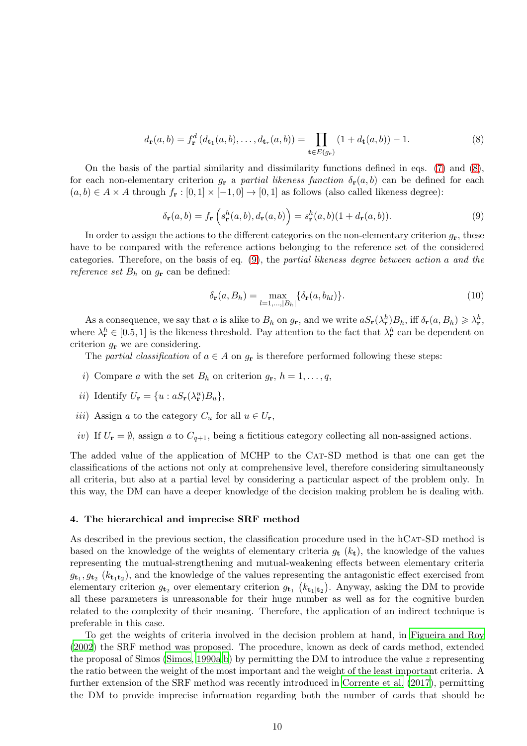$$d_{\mathbf{r}}(a,b) = f_{\mathbf{r}}^{d}\left(d_{\mathbf{t}_1}(a,b),\ldots,d_{\mathbf{t}_r}(a,b)\right) = \prod_{\mathbf{t}\in E(g_{\mathbf{r}})}(1+d_{\mathbf{t}}(a,b)) - 1. \tag{8}$$

On the basis of the partial similarity and dissimilarity functions defined in eqs. (7) and (8), for each non-elementary criterion $g_{\mathbf{r}}$ a *partial likeness function* $\delta_{\mathbf{r}}(a,b)$ can be defined for each $(a,b)\in A\times A$ through $f_{\mathbf{r}}:[0,1]\times[-1,0]\rightarrow[0,1]$ as follows (also called likeness degree):

$$\delta_{\mathbf{r}}(a,b) = f_{\mathbf{r}}\left(s_{\mathbf{r}}^{h}(a,b), d_{\mathbf{r}}(a,b)\right) = s_{\mathbf{r}}^{h}(a,b)(1+d_{\mathbf{r}}(a,b)). \tag{9}$$

In order to assign the actions to the different categories on the non-elementary criterion $g_{\mathbf{r}}$, these have to be compared with the reference actions belonging to the reference set of the considered categories. Therefore, on the basis of eq. (9), the *partial likeness degree between action $a$ and the reference set $B_h$* on $g_{\mathbf{r}}$ can be defined:

$$\delta_{\mathbf{r}}(a,B_h) = \max_{l=1,\ldots,|B_h|}\{\delta_{\mathbf{r}}(a,b_{hl})\}. \tag{10}$$

As a consequence, we say that $a$ is alike to $B_h$ on $g_{\mathbf{r}}$, and we write $aS_{\mathbf{r}}(\lambda_{\mathbf{r}}^{h})B_h$, iff $\delta_{\mathbf{r}}(a,B_h)\geqslant\lambda_{\mathbf{r}}^{h}$, where $\lambda_{\mathbf{r}}^{h}\in[0.5,1]$ is the likeness threshold. Pay attention to the fact that $\lambda_{\mathbf{r}}^{h}$ can be dependent on criterion $g_{\mathbf{r}}$ we are considering.

The *partial classification* of $a\in A$ on $g_{\mathbf{r}}$ is therefore performed following these steps:

*i)* Compare $a$ with the set $B_h$ on criterion $g_{\mathbf{r}}$, $h=1,\ldots,q$,

*ii)* Identify $U_{\mathbf{r}} = \{u : aS_{\mathbf{r}}(\lambda_{\mathbf{r}}^{u})B_u\}$,

*iii)* Assign $a$ to the category $C_u$ for all $u\in U_{\mathbf{r}}$,

*iv)* If $U_{\mathbf{r}}=\emptyset$, assign $a$ to $C_{q+1}$, being a fictitious category collecting all non-assigned actions.

The added value of the application of MCHP to the Cat-SD method is that one can get the classifications of the actions not only at comprehensive level, therefore considering simultaneously all criteria, but also at a partial level by considering a particular aspect of the problem only. In this way, the DM can have a deeper knowledge of the decision making problem he is dealing with.

## 4. The hierarchical and imprecise SRF method

As described in the previous section, the classification procedure used in the hCat-SD method is based on the knowledge of the weights of elementary criteria $g_{\mathbf{t}}$ ($k_{\mathbf{t}}$), the knowledge of the values representing the mutual-strengthening and mutual-weakening effects between elementary criteria $g_{\mathbf{t}_1}, g_{\mathbf{t}_2}$ ($k_{\mathbf{t}_1\mathbf{t}_2}$), and the knowledge of the values representing the antagonistic effect exercised from elementary criterion $g_{\mathbf{t}_2}$ over elementary criterion $g_{\mathbf{t}_1}$ $\left(k_{\mathbf{t}_1|\mathbf{t}_2}\right)$. Anyway, asking the DM to provide all these parameters is unreasonable for their huge number as well as for the cognitive burden related to the complexity of their meaning. Therefore, the application of an indirect technique is preferable in this case.

To get the weights of criteria involved in the decision problem at hand, in Figueira and Roy (2002) the SRF method was proposed. The procedure, known as deck of cards method, extended the proposal of Simos (Simos, 1990a,b) by permitting the DM to introduce the value $z$ representing the ratio between the weight of the most important and the weight of the least important criteria. A further extension of the SRF method was recently introduced in Corrente et al. (2017), permitting the DM to provide imprecise information regarding both the number of cards that should be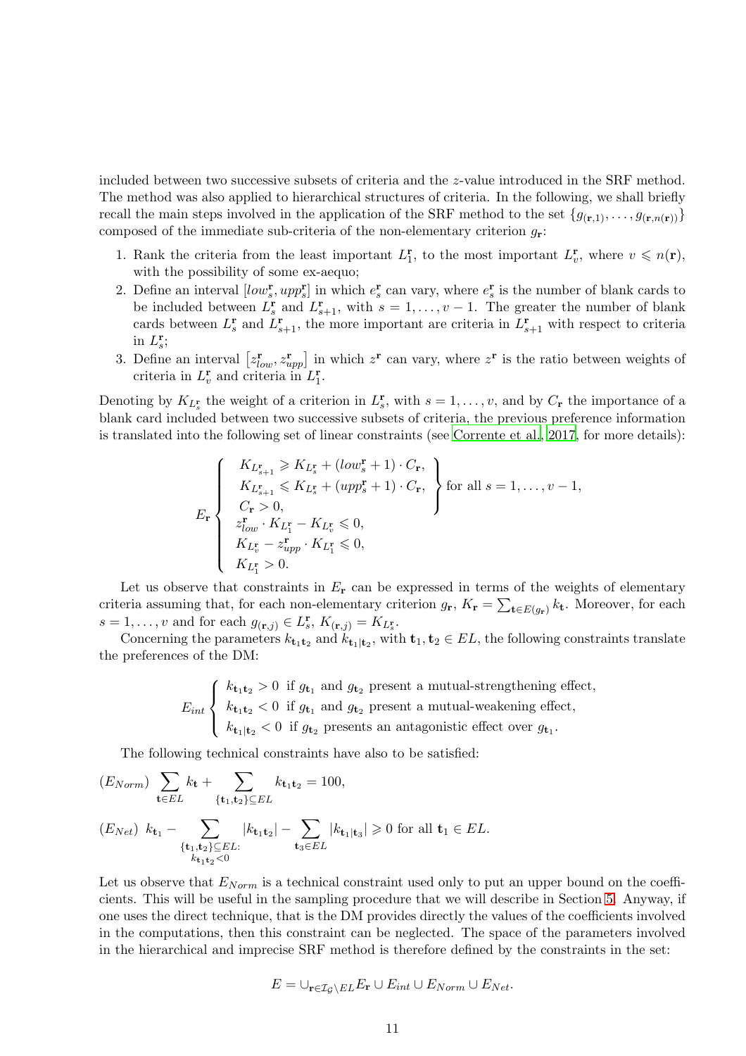included between two successive subsets of criteria and the $z$-value introduced in the SRF method. The method was also applied to hierarchical structures of criteria. In the following, we shall briefly recall the main steps involved in the application of the SRF method to the set $\{g_{(\mathbf{r},1)},\ldots,g_{(\mathbf{r},n(\mathbf{r}))}\}$ composed of the immediate sub-criteria of the non-elementary criterion $g_{\mathbf{r}}$:

1. Rank the criteria from the least important $L_1^{\mathbf{r}}$, to the most important $L_v^{\mathbf{r}}$, where $v \leqslant n(\mathbf{r})$, with the possibility of some ex-aequo;
2. Define an interval $[low_s^{\mathbf{r}}, upp_s^{\mathbf{r}}]$ in which $e_s^{\mathbf{r}}$ can vary, where $e_s^{\mathbf{r}}$ is the number of blank cards to be included between $L_s^{\mathbf{r}}$ and $L_{s+1}^{\mathbf{r}}$, with $s = 1,\ldots,v-1$. The greater the number of blank cards between $L_s^{\mathbf{r}}$ and $L_{s+1}^{\mathbf{r}}$, the more important are criteria in $L_{s+1}^{\mathbf{r}}$ with respect to criteria in $L_s^{\mathbf{r}}$;
3. Define an interval $\left[z_{low}^{\mathbf{r}}, z_{upp}^{\mathbf{r}}\right]$ in which $z^{\mathbf{r}}$ can vary, where $z^{\mathbf{r}}$ is the ratio between weights of criteria in $L_v^{\mathbf{r}}$ and criteria in $L_1^{\mathbf{r}}$.

Denoting by $K_{L_s^{\mathbf{r}}}$ the weight of a criterion in $L_s^{\mathbf{r}}$, with $s = 1,\ldots,v$, and by $C_{\mathbf{r}}$ the importance of a blank card included between two successive subsets of criteria, the previous preference information is translated into the following set of linear constraints (see Corrente et al., 2017, for more details):

$$
E_{\mathbf{r}}\left\{
\begin{array}{l}
\left.\begin{array}{l}
K_{L_{s+1}^{\mathbf{r}}} \geqslant K_{L_s^{\mathbf{r}}} + (low_s^{\mathbf{r}}+1)\cdot C_{\mathbf{r}},\\
K_{L_{s+1}^{\mathbf{r}}} \leqslant K_{L_s^{\mathbf{r}}} + (upp_s^{\mathbf{r}}+1)\cdot C_{\mathbf{r}},\\
C_{\mathbf{r}} > 0,
\end{array}\right\}\text{for all } s=1,\ldots,v-1,\\
z_{low}^{\mathbf{r}}\cdot K_{L_1^{\mathbf{r}}} - K_{L_v^{\mathbf{r}}} \leqslant 0,\\
K_{L_v^{\mathbf{r}}} - z_{upp}^{\mathbf{r}}\cdot K_{L_1^{\mathbf{r}}} \leqslant 0,\\
K_{L_1^{\mathbf{r}}} > 0.
\end{array}
\right.
$$

Let us observe that constraints in $E_{\mathbf{r}}$ can be expressed in terms of the weights of elementary criteria assuming that, for each non-elementary criterion $g_{\mathbf{r}}$, $K_{\mathbf{r}} = \sum_{\mathbf{t}\in E(g_{\mathbf{r}})} k_{\mathbf{t}}$. Moreover, for each $s = 1,\ldots,v$ and for each $g_{(\mathbf{r},j)} \in L_s^{\mathbf{r}}$, $K_{(\mathbf{r},j)} = K_{L_s^{\mathbf{r}}}$.

Concerning the parameters $k_{\mathbf{t}_1\mathbf{t}_2}$ and $k_{\mathbf{t}_1|\mathbf{t}_2}$, with $\mathbf{t}_1,\mathbf{t}_2 \in EL$, the following constraints translate the preferences of the DM:

$$
E_{int}\left\{
\begin{array}{l}
k_{\mathbf{t}_1\mathbf{t}_2} > 0 \;\text{ if } g_{\mathbf{t}_1} \text{ and } g_{\mathbf{t}_2} \text{ present a mutual-strengthening effect,}\\
k_{\mathbf{t}_1\mathbf{t}_2} < 0 \;\text{ if } g_{\mathbf{t}_1} \text{ and } g_{\mathbf{t}_2} \text{ present a mutual-weakening effect,}\\
k_{\mathbf{t}_1|\mathbf{t}_2} < 0 \;\text{ if } g_{\mathbf{t}_2} \text{ presents an antagonistic effect over } g_{\mathbf{t}_1}.
\end{array}
\right.
$$

The following technical constraints have also to be satisfied:

$$
(E_{Norm})\;\; \sum_{\mathbf{t}\in EL} k_{\mathbf{t}} + \sum_{\{\mathbf{t}_1,\mathbf{t}_2\}\subseteq EL} k_{\mathbf{t}_1\mathbf{t}_2} = 100,
$$

$$
(E_{Net})\;\; k_{\mathbf{t}_1} - \sum_{\substack{\{\mathbf{t}_1,\mathbf{t}_2\}\subseteq EL:\\ k_{\mathbf{t}_1\mathbf{t}_2}<0}} |k_{\mathbf{t}_1\mathbf{t}_2}| - \sum_{\mathbf{t}_3\in EL} |k_{\mathbf{t}_1|\mathbf{t}_3}| \geqslant 0 \text{ for all } \mathbf{t}_1 \in EL.
$$

Let us observe that $E_{Norm}$ is a technical constraint used only to put an upper bound on the coefficients. This will be useful in the sampling procedure that we will describe in Section 5. Anyway, if one uses the direct technique, that is the DM provides directly the values of the coefficients involved in the computations, then this constraint can be neglected. The space of the parameters involved in the hierarchical and imprecise SRF method is therefore defined by the constraints in the set:

$$
E = \cup_{\mathbf{r}\in\mathcal{I}_{\mathcal{G}}\setminus EL} E_{\mathbf{r}} \cup E_{int} \cup E_{Norm} \cup E_{Net}.
$$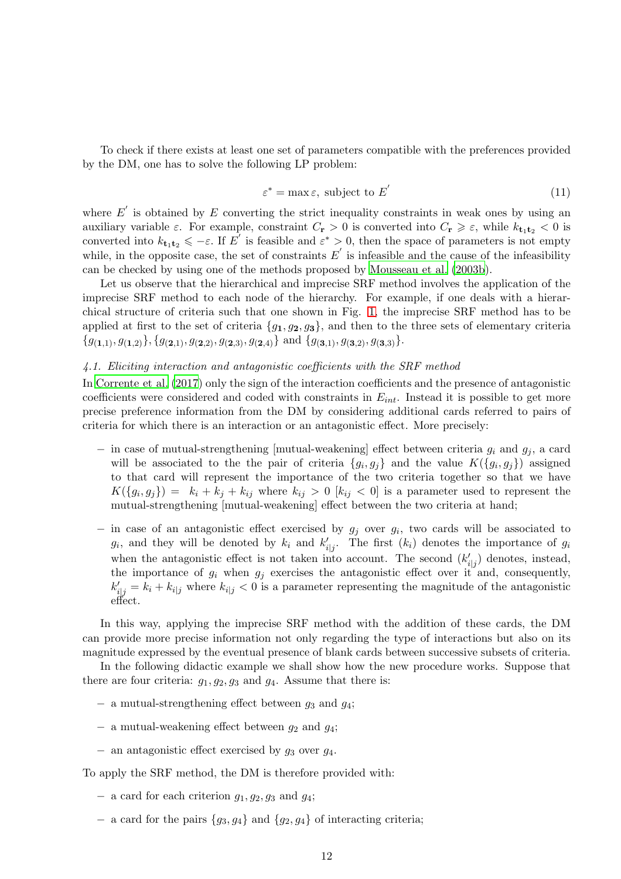To check if there exists at least one set of parameters compatible with the preferences provided by the DM, one has to solve the following LP problem:

$$\varepsilon^* = \max \varepsilon, \text{ subject to } E^{'} \tag{11}$$

where $E^{'}$ is obtained by $E$ converting the strict inequality constraints in weak ones by using an auxiliary variable $\varepsilon$. For example, constraint $C_{\mathbf{r}} > 0$ is converted into $C_{\mathbf{r}} \geqslant \varepsilon$, while $k_{\mathbf{t}_1\mathbf{t}_2} < 0$ is converted into $k_{\mathbf{t}_1\mathbf{t}_2} \leqslant -\varepsilon$. If $E^{'}$ is feasible and $\varepsilon^* > 0$, then the space of parameters is not empty while, in the opposite case, the set of constraints $E^{'}$ is infeasible and the cause of the infeasibility can be checked by using one of the methods proposed by Mousseau et al. (2003b).

Let us observe that the hierarchical and imprecise SRF method involves the application of the imprecise SRF method to each node of the hierarchy. For example, if one deals with a hierarchical structure of criteria such that one shown in Fig. 1, the imprecise SRF method has to be applied at first to the set of criteria $\{g_{\mathbf{1}}, g_{\mathbf{2}}, g_{\mathbf{3}}\}$, and then to the three sets of elementary criteria $\{g_{(\mathbf{1},1)}, g_{(\mathbf{1},2)}\}, \{g_{(\mathbf{2},1)}, g_{(\mathbf{2},2)}, g_{(\mathbf{2},3)}, g_{(\mathbf{2},4)}\}$ and $\{g_{(\mathbf{3},1)}, g_{(\mathbf{3},2)}, g_{(\mathbf{3},3)}\}$.

*4.1. Eliciting interaction and antagonistic coefficients with the SRF method*

In Corrente et al. (2017) only the sign of the interaction coefficients and the presence of antagonistic coefficients were considered and coded with constraints in $E_{int}$. Instead it is possible to get more precise preference information from the DM by considering additional cards referred to pairs of criteria for which there is an interaction or an antagonistic effect. More precisely:

- in case of mutual-strengthening [mutual-weakening] effect between criteria $g_i$ and $g_j$, a card will be associated to the the pair of criteria $\{g_i, g_j\}$ and the value $K(\{g_i, g_j\})$ assigned to that card will represent the importance of the two criteria together so that we have $K(\{g_i, g_j\}) = k_i + k_j + k_{ij}$ where $k_{ij} > 0$ [$k_{ij} < 0$] is a parameter used to represent the mutual-strengthening [mutual-weakening] effect between the two criteria at hand;
- in case of an antagonistic effect exercised by $g_j$ over $g_i$, two cards will be associated to $g_i$, and they will be denoted by $k_i$ and $k^{'}_{i|j}$. The first ($k_i$) denotes the importance of $g_i$ when the antagonistic effect is not taken into account. The second ($k^{'}_{i|j}$) denotes, instead, the importance of $g_i$ when $g_j$ exercises the antagonistic effect over it and, consequently, $k^{'}_{i|j} = k_i + k_{i|j}$ where $k_{i|j} < 0$ is a parameter representing the magnitude of the antagonistic effect.

In this way, applying the imprecise SRF method with the addition of these cards, the DM can provide more precise information not only regarding the type of interactions but also on its magnitude expressed by the eventual presence of blank cards between successive subsets of criteria.

In the following didactic example we shall show how the new procedure works. Suppose that there are four criteria: $g_1, g_2, g_3$ and $g_4$. Assume that there is:

- a mutual-strengthening effect between $g_3$ and $g_4$;
- a mutual-weakening effect between $g_2$ and $g_4$;
- an antagonistic effect exercised by $g_3$ over $g_4$.

To apply the SRF method, the DM is therefore provided with:

- a card for each criterion $g_1, g_2, g_3$ and $g_4$;
- a card for the pairs $\{g_3, g_4\}$ and $\{g_2, g_4\}$ of interacting criteria;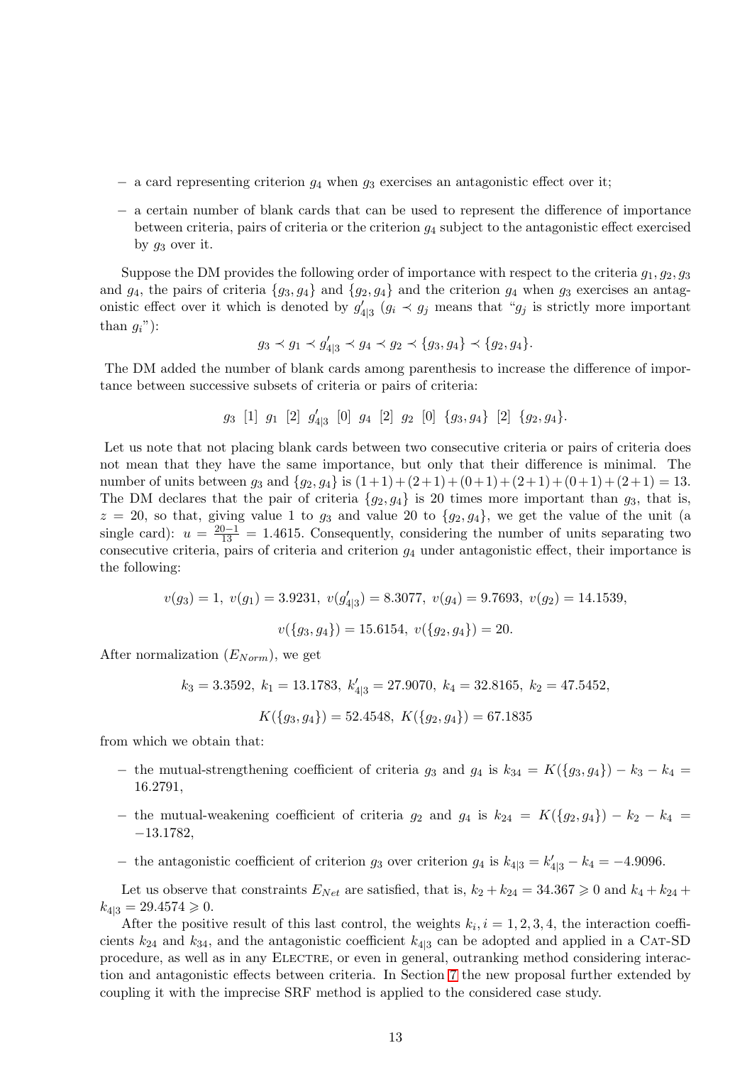- a card representing criterion $g_4$ when $g_3$ exercises an antagonistic effect over it;
- a certain number of blank cards that can be used to represent the difference of importance between criteria, pairs of criteria or the criterion $g_4$ subject to the antagonistic effect exercised by $g_3$ over it.

Suppose the DM provides the following order of importance with respect to the criteria $g_1, g_2, g_3$ and $g_4$, the pairs of criteria $\{g_3, g_4\}$ and $\{g_2, g_4\}$ and the criterion $g_4$ when $g_3$ exercises an antagonistic effect over it which is denoted by $g'_{4|3}$ ($g_i \prec g_j$ means that "$g_j$ is strictly more important than $g_i$"):

$$g_3 \prec g_1 \prec g'_{4|3} \prec g_4 \prec g_2 \prec \{g_3, g_4\} \prec \{g_2, g_4\}.$$

The DM added the number of blank cards among parenthesis to increase the difference of importance between successive subsets of criteria or pairs of criteria:

$$g_3 \;\; [1] \;\; g_1 \;\; [2] \;\; g'_{4|3} \;\; [0] \;\; g_4 \;\; [2] \;\; g_2 \;\; [0] \;\; \{g_3, g_4\} \;\; [2] \;\; \{g_2, g_4\}.$$

Let us note that not placing blank cards between two consecutive criteria or pairs of criteria does not mean that they have the same importance, but only that their difference is minimal. The number of units between $g_3$ and $\{g_2, g_4\}$ is $(1+1)+(2+1)+(0+1)+(2+1)+(0+1)+(2+1) = 13$. The DM declares that the pair of criteria $\{g_2, g_4\}$ is 20 times more important than $g_3$, that is, $z = 20$, so that, giving value 1 to $g_3$ and value 20 to $\{g_2, g_4\}$, we get the value of the unit (a single card): $u = \frac{20-1}{13} = 1.4615$. Consequently, considering the number of units separating two consecutive criteria, pairs of criteria and criterion $g_4$ under antagonistic effect, their importance is the following:

$$v(g_3) = 1, \; v(g_1) = 3.9231, \; v(g'_{4|3}) = 8.3077, \; v(g_4) = 9.7693, \; v(g_2) = 14.1539,$$

$$v(\{g_3, g_4\}) = 15.6154, \; v(\{g_2, g_4\}) = 20.$$

After normalization ($E_{Norm}$), we get

$$k_3 = 3.3592, \; k_1 = 13.1783, \; k'_{4|3} = 27.9070, \; k_4 = 32.8165, \; k_2 = 47.5452,$$

$$K(\{g_3, g_4\}) = 52.4548, \; K(\{g_2, g_4\}) = 67.1835$$

from which we obtain that:

- the mutual-strengthening coefficient of criteria $g_3$ and $g_4$ is $k_{34} = K(\{g_3, g_4\}) - k_3 - k_4 = 16.2791$,
- the mutual-weakening coefficient of criteria $g_2$ and $g_4$ is $k_{24} = K(\{g_2, g_4\}) - k_2 - k_4 = -13.1782$,
- the antagonistic coefficient of criterion $g_3$ over criterion $g_4$ is $k_{4|3} = k'_{4|3} - k_4 = -4.9096$.

Let us observe that constraints $E_{Net}$ are satisfied, that is, $k_2 + k_{24} = 34.367 \geqslant 0$ and $k_4 + k_{24} + k_{4|3} = 29.4574 \geqslant 0$.

After the positive result of this last control, the weights $k_i, i = 1, 2, 3, 4$, the interaction coefficients $k_{24}$ and $k_{34}$, and the antagonistic coefficient $k_{4|3}$ can be adopted and applied in a Cat-SD procedure, as well as in any Electre, or even in general, outranking method considering interaction and antagonistic effects between criteria. In Section 7 the new proposal further extended by coupling it with the imprecise SRF method is applied to the considered case study.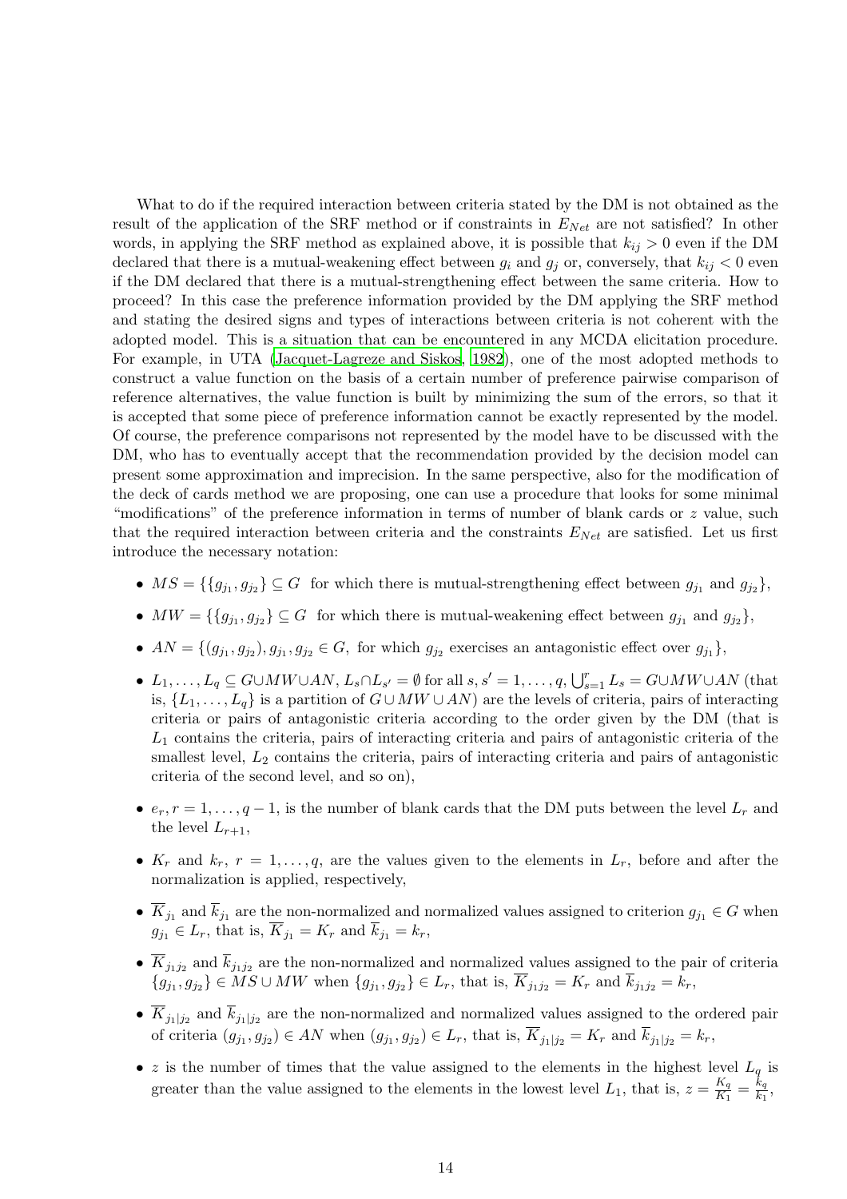What to do if the required interaction between criteria stated by the DM is not obtained as the result of the application of the SRF method or if constraints in $E_{Net}$ are not satisfied? In other words, in applying the SRF method as explained above, it is possible that $k_{ij} > 0$ even if the DM declared that there is a mutual-weakening effect between $g_i$ and $g_j$ or, conversely, that $k_{ij} < 0$ even if the DM declared that there is a mutual-strengthening effect between the same criteria. How to proceed? In this case the preference information provided by the DM applying the SRF method and stating the desired signs and types of interactions between criteria is not coherent with the adopted model. This is a situation that can be encountered in any MCDA elicitation procedure. For example, in UTA (Jacquet-Lagreze and Siskos, 1982), one of the most adopted methods to construct a value function on the basis of a certain number of preference pairwise comparison of reference alternatives, the value function is built by minimizing the sum of the errors, so that it is accepted that some piece of preference information cannot be exactly represented by the model. Of course, the preference comparisons not represented by the model have to be discussed with the DM, who has to eventually accept that the recommendation provided by the decision model can present some approximation and imprecision. In the same perspective, also for the modification of the deck of cards method we are proposing, one can use a procedure that looks for some minimal "modifications" of the preference information in terms of number of blank cards or $z$ value, such that the required interaction between criteria and the constraints $E_{Net}$ are satisfied. Let us first introduce the necessary notation:

- $MS = \{\{g_{j_1}, g_{j_2}\} \subseteq G$ for which there is mutual-strengthening effect between $g_{j_1}$ and $g_{j_2}\}$,
- $MW = \{\{g_{j_1}, g_{j_2}\} \subseteq G$ for which there is mutual-weakening effect between $g_{j_1}$ and $g_{j_2}\}$,
- $AN = \{(g_{j_1}, g_{j_2}), g_{j_1}, g_{j_2} \in G,$ for which $g_{j_2}$ exercises an antagonistic effect over $g_{j_1}\}$,
- $L_1, \ldots, L_q \subseteq G \cup MW \cup AN$, $L_s \cap L_{s'} = \emptyset$ for all $s, s' = 1, \ldots, q$, $\bigcup_{s=1}^{r} L_s = G \cup MW \cup AN$ (that is, $\{L_1, \ldots, L_q\}$ is a partition of $G \cup MW \cup AN$) are the levels of criteria, pairs of interacting criteria or pairs of antagonistic criteria according to the order given by the DM (that is $L_1$ contains the criteria, pairs of interacting criteria and pairs of antagonistic criteria of the smallest level, $L_2$ contains the criteria, pairs of interacting criteria and pairs of antagonistic criteria of the second level, and so on),
- $e_r, r = 1, \ldots, q-1$, is the number of blank cards that the DM puts between the level $L_r$ and the level $L_{r+1}$,
- $K_r$ and $k_r$, $r = 1, \ldots, q$, are the values given to the elements in $L_r$, before and after the normalization is applied, respectively,
- $\overline{K}_{j_1}$ and $\overline{k}_{j_1}$ are the non-normalized and normalized values assigned to criterion $g_{j_1} \in G$ when $g_{j_1} \in L_r$, that is, $\overline{K}_{j_1} = K_r$ and $\overline{k}_{j_1} = k_r$,
- $\overline{K}_{j_1 j_2}$ and $\overline{k}_{j_1 j_2}$ are the non-normalized and normalized values assigned to the pair of criteria $\{g_{j_1}, g_{j_2}\} \in MS \cup MW$ when $\{g_{j_1}, g_{j_2}\} \in L_r$, that is, $\overline{K}_{j_1 j_2} = K_r$ and $\overline{k}_{j_1 j_2} = k_r$,
- $\overline{K}_{j_1|j_2}$ and $\overline{k}_{j_1|j_2}$ are the non-normalized and normalized values assigned to the ordered pair of criteria $(g_{j_1}, g_{j_2}) \in AN$ when $(g_{j_1}, g_{j_2}) \in L_r$, that is, $\overline{K}_{j_1|j_2} = K_r$ and $\overline{k}_{j_1|j_2} = k_r$,
- $z$ is the number of times that the value assigned to the elements in the highest level $L_q$ is greater than the value assigned to the elements in the lowest level $L_1$, that is, $z = \frac{K_q}{K_1} = \frac{k_q}{k_1}$,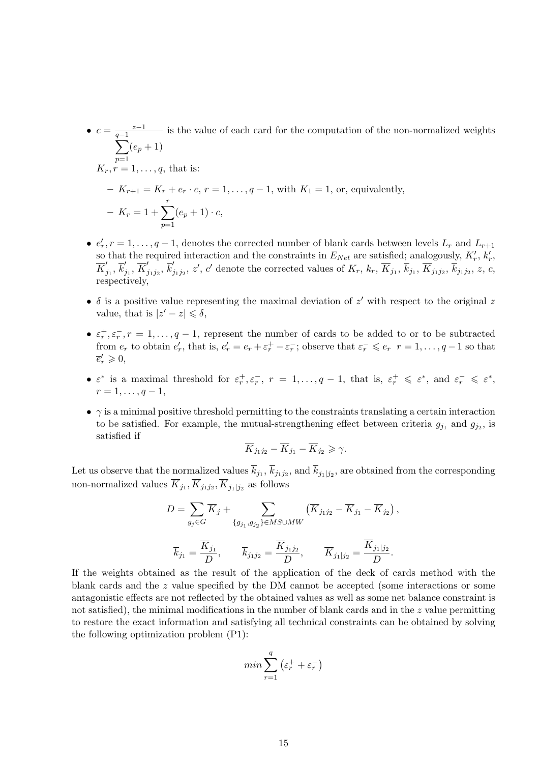- $c = \frac{z-1}{\sum_{p=1}^{q-1}(e_p+1)}$ is the value of each card for the computation of the non-normalized weights $K_r, r = 1, \ldots, q$, that is:
  - $K_{r+1} = K_r + e_r \cdot c$, $r = 1, \ldots, q-1$, with $K_1 = 1$, or, equivalently,
  - $K_r = 1 + \sum_{p=1}^{r}(e_p + 1) \cdot c$,
- $e'_r, r = 1, \ldots, q-1$, denotes the corrected number of blank cards between levels $L_r$ and $L_{r+1}$ so that the required interaction and the constraints in $E_{Net}$ are satisfied; analogously, $K'_r$, $k'_r$, $\overline{K}'_{j_1}$, $\overline{k}'_{j_1}$, $\overline{K}'_{j_1 j_2}$, $\overline{k}'_{j_1 j_2}$, $z'$, $c'$ denote the corrected values of $K_r$, $k_r$, $\overline{K}_{j_1}$, $\overline{k}_{j_1}$, $\overline{K}_{j_1 j_2}$, $\overline{k}_{j_1 j_2}$, $z$, $c$, respectively,
- $\delta$ is a positive value representing the maximal deviation of $z'$ with respect to the original $z$ value, that is $|z' - z| \leqslant \delta$,
- $\varepsilon_r^+, \varepsilon_r^-, r = 1, \ldots, q-1$, represent the number of cards to be added to or to be subtracted from $e_r$ to obtain $e'_r$, that is, $e'_r = e_r + \varepsilon_r^+ - \varepsilon_r^-$; observe that $\varepsilon_r^- \leqslant e_r \;\; r = 1, \ldots, q-1$ so that $\overline{e}'_r \geqslant 0$,
- $\varepsilon^*$ is a maximal threshold for $\varepsilon_r^+, \varepsilon_r^-$, $r = 1, \ldots, q-1$, that is, $\varepsilon_r^+ \leqslant \varepsilon^*$, and $\varepsilon_r^- \leqslant \varepsilon^*$, $r = 1, \ldots, q-1$,
- $\gamma$ is a minimal positive threshold permitting to the constraints translating a certain interaction to be satisfied. For example, the mutual-strengthening effect between criteria $g_{j_1}$ and $g_{j_2}$, is satisfied if

$$\overline{K}_{j_1 j_2} - \overline{K}_{j_1} - \overline{K}_{j_2} \geqslant \gamma.$$

Let us observe that the normalized values $\overline{k}_{j_1}$, $\overline{k}_{j_1 j_2}$, and $\overline{k}_{j_1|j_2}$, are obtained from the corresponding non-normalized values $\overline{K}_{j_1}, \overline{K}_{j_1 j_2}, \overline{K}_{j_1|j_2}$ as follows

$$D = \sum_{g_j \in G} \overline{K}_j + \sum_{\{g_{j_1}, g_{j_2}\} \in MS \cup MW} \left( \overline{K}_{j_1 j_2} - \overline{K}_{j_1} - \overline{K}_{j_2} \right),$$

$$\overline{k}_{j_1} = \frac{\overline{K}_{j_1}}{D}, \qquad \overline{k}_{j_1 j_2} = \frac{\overline{K}_{j_1 j_2}}{D}, \qquad \overline{K}_{j_1|j_2} = \frac{\overline{K}_{j_1|j_2}}{D}.$$

If the weights obtained as the result of the application of the deck of cards method with the blank cards and the $z$ value specified by the DM cannot be accepted (some interactions or some antagonistic effects are not reflected by the obtained values as well as some net balance constraint is not satisfied), the minimal modifications in the number of blank cards and in the $z$ value permitting to restore the exact information and satisfying all technical constraints can be obtained by solving the following optimization problem (P1):

$$min \sum_{r=1}^{q} \left( \varepsilon_r^+ + \varepsilon_r^- \right)$$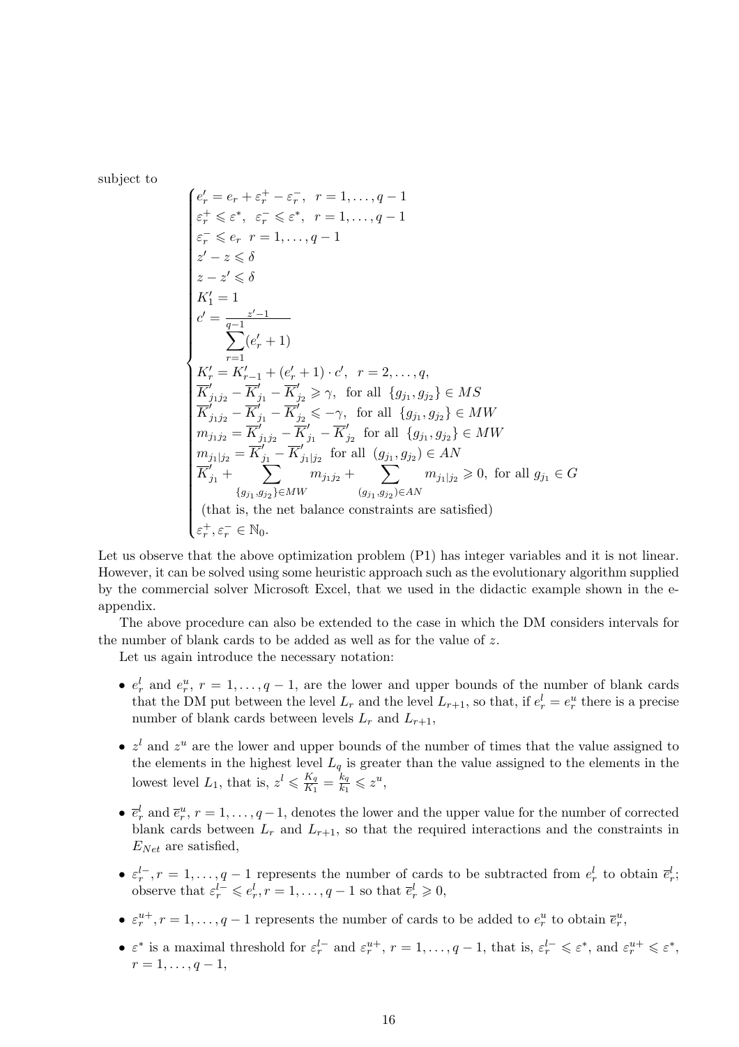subject to

$$
\begin{cases}
e'_r = e_r + \varepsilon_r^+ - \varepsilon_r^-, \;\; r = 1,\ldots,q-1 \\
\varepsilon_r^+ \leqslant \varepsilon^*, \;\; \varepsilon_r^- \leqslant \varepsilon^*, \;\; r = 1,\ldots,q-1 \\
\varepsilon_r^- \leqslant e_r \;\; r = 1,\ldots,q-1 \\
z' - z \leqslant \delta \\
z - z' \leqslant \delta \\
K'_1 = 1 \\
c' = \dfrac{z'-1}{\displaystyle\sum_{r=1}^{q-1}(e'_r+1)} \\
K'_r = K'_{r-1} + (e'_r+1)\cdot c', \;\; r = 2,\ldots,q, \\
\overline{K}'_{j_1 j_2} - \overline{K}'_{j_1} - \overline{K}'_{j_2} \geqslant \gamma, \;\; \text{for all } \{g_{j_1}, g_{j_2}\} \in MS \\
\overline{K}'_{j_1 j_2} - \overline{K}'_{j_1} - \overline{K}'_{j_2} \leqslant -\gamma, \;\; \text{for all } \{g_{j_1}, g_{j_2}\} \in MW \\
m_{j_1 j_2} = \overline{K}'_{j_1 j_2} - \overline{K}'_{j_1} - \overline{K}'_{j_2} \;\; \text{for all } \{g_{j_1}, g_{j_2}\} \in MW \\
m_{j_1|j_2} = \overline{K}'_{j_1} - \overline{K}'_{j_1|j_2} \;\; \text{for all } (g_{j_1}, g_{j_2}) \in AN \\
\overline{K}'_{j_1} + \displaystyle\sum_{\{g_{j_1}, g_{j_2}\}\in MW} m_{j_1 j_2} + \sum_{(g_{j_1}, g_{j_2})\in AN} m_{j_1|j_2} \geqslant 0, \;\; \text{for all } g_{j_1} \in G \\
\;\text{(that is, the net balance constraints are satisfied)} \\
\varepsilon_r^+, \varepsilon_r^- \in \mathbb{N}_0.
\end{cases}
$$

Let us observe that the above optimization problem (P1) has integer variables and it is not linear. However, it can be solved using some heuristic approach such as the evolutionary algorithm supplied by the commercial solver Microsoft Excel, that we used in the didactic example shown in the e-appendix.

The above procedure can also be extended to the case in which the DM considers intervals for the number of blank cards to be added as well as for the value of $z$.

Let us again introduce the necessary notation:

- $e_r^l$ and $e_r^u$, $r = 1,\ldots,q-1$, are the lower and upper bounds of the number of blank cards that the DM put between the level $L_r$ and the level $L_{r+1}$, so that, if $e_r^l = e_r^u$ there is a precise number of blank cards between levels $L_r$ and $L_{r+1}$,
- $z^l$ and $z^u$ are the lower and upper bounds of the number of times that the value assigned to the elements in the highest level $L_q$ is greater than the value assigned to the elements in the lowest level $L_1$, that is, $z^l \leqslant \frac{K_q}{K_1} = \frac{k_q}{k_1} \leqslant z^u$,
- $\overline{e}_r^l$ and $\overline{e}_r^u$, $r = 1,\ldots,q-1$, denotes the lower and the upper value for the number of corrected blank cards between $L_r$ and $L_{r+1}$, so that the required interactions and the constraints in $E_{Net}$ are satisfied,
- $\varepsilon_r^{l-}, r = 1,\ldots,q-1$ represents the number of cards to be subtracted from $e_r^l$ to obtain $\overline{e}_r^l$; observe that $\varepsilon_r^{l-} \leqslant e_r^l, r = 1,\ldots,q-1$ so that $\overline{e}_r^l \geqslant 0$,
- $\varepsilon_r^{u+}, r = 1,\ldots,q-1$ represents the number of cards to be added to $e_r^u$ to obtain $\overline{e}_r^u$,
- $\varepsilon^*$ is a maximal threshold for $\varepsilon_r^{l-}$ and $\varepsilon_r^{u+}$, $r = 1,\ldots,q-1$, that is, $\varepsilon_r^{l-} \leqslant \varepsilon^*$, and $\varepsilon_r^{u+} \leqslant \varepsilon^*$, $r = 1,\ldots,q-1$,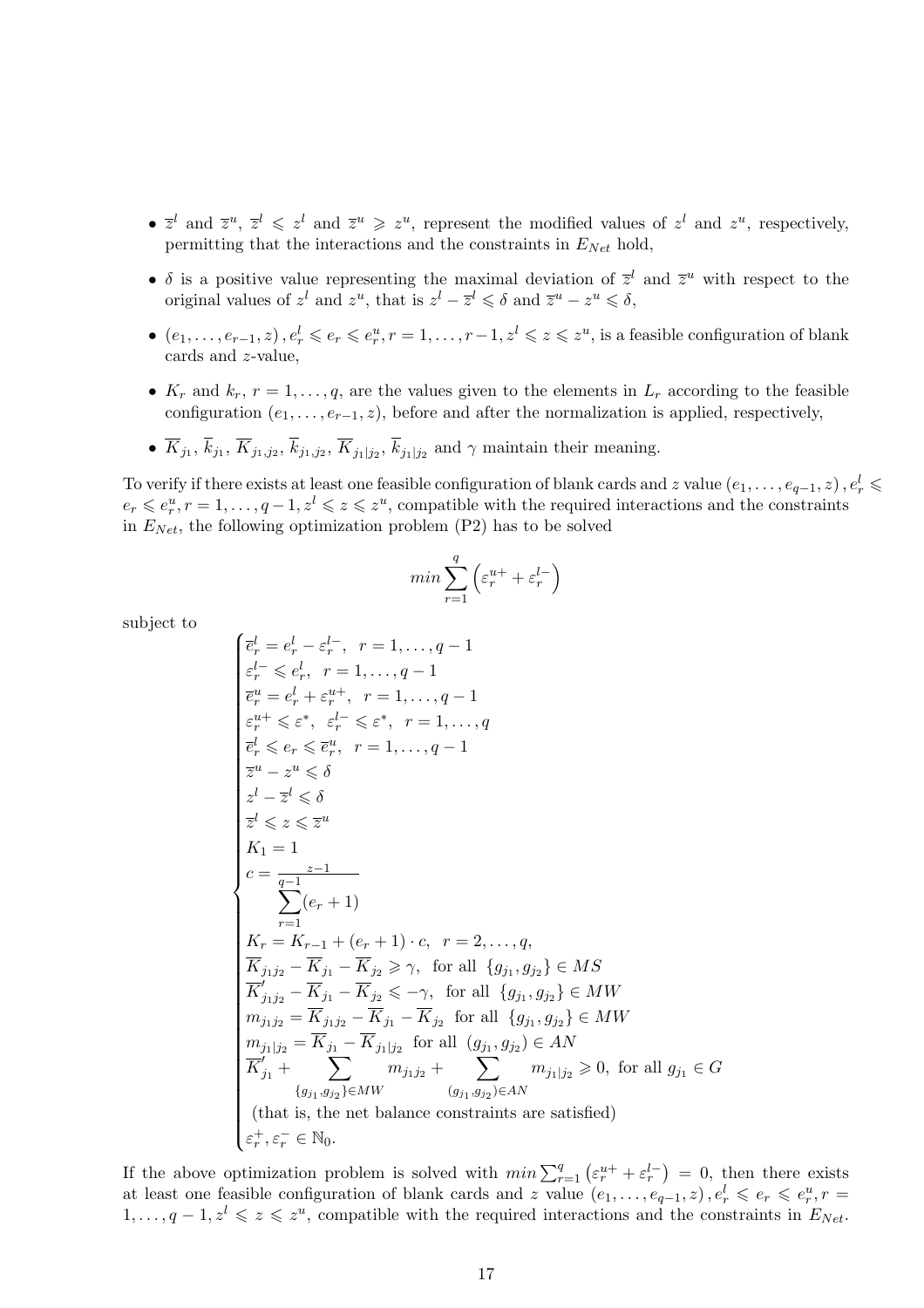- $\overline{z}^l$ and $\overline{z}^u$, $\overline{z}^l \leqslant z^l$ and $\overline{z}^u \geqslant z^u$, represent the modified values of $z^l$ and $z^u$, respectively, permitting that the interactions and the constraints in $E_{Net}$ hold,
- $\delta$ is a positive value representing the maximal deviation of $\overline{z}^l$ and $\overline{z}^u$ with respect to the original values of $z^l$ and $z^u$, that is $z^l - \overline{z}^l \leqslant \delta$ and $\overline{z}^u - z^u \leqslant \delta$,
- $(e_1, \ldots, e_{r-1}, z), e_r^l \leqslant e_r \leqslant e_r^u, r = 1, \ldots, r-1, z^l \leqslant z \leqslant z^u$, is a feasible configuration of blank cards and $z$-value,
- $K_r$ and $k_r$, $r = 1, \ldots, q$, are the values given to the elements in $L_r$ according to the feasible configuration $(e_1, \ldots, e_{r-1}, z)$, before and after the normalization is applied, respectively,
- $\overline{K}_{j_1}$, $\overline{k}_{j_1}$, $\overline{K}_{j_1,j_2}$, $\overline{k}_{j_1,j_2}$, $\overline{K}_{j_1|j_2}$, $\overline{k}_{j_1|j_2}$ and $\gamma$ maintain their meaning.

To verify if there exists at least one feasible configuration of blank cards and $z$ value $(e_1, \ldots, e_{q-1}, z), e_r^l \leqslant e_r \leqslant e_r^u, r = 1, \ldots, q-1, z^l \leqslant z \leqslant z^u$, compatible with the required interactions and the constraints in $E_{Net}$, the following optimization problem (P2) has to be solved

$$min \sum_{r=1}^{q} \left( \varepsilon_r^{u+} + \varepsilon_r^{l-} \right)$$

subject to

$$\begin{cases}
\overline{e}_r^l = e_r^l - \varepsilon_r^{l-}, \ \ r = 1, \ldots, q-1 \\
\varepsilon_r^{l-} \leqslant e_r^l, \ \ r = 1, \ldots, q-1 \\
\overline{e}_r^u = e_r^l + \varepsilon_r^{u+}, \ \ r = 1, \ldots, q-1 \\
\varepsilon_r^{u+} \leqslant \varepsilon^*, \ \ \varepsilon_r^{l-} \leqslant \varepsilon^*, \ \ r = 1, \ldots, q \\
\overline{e}_r^l \leqslant e_r \leqslant \overline{e}_r^u, \ \ r = 1, \ldots, q-1 \\
\overline{z}^u - z^u \leqslant \delta \\
z^l - \overline{z}^l \leqslant \delta \\
\overline{z}^l \leqslant z \leqslant \overline{z}^u \\
K_1 = 1 \\
c = \dfrac{z-1}{\sum\limits_{r=1}^{q-1}(e_r + 1)} \\
K_r = K_{r-1} + (e_r + 1) \cdot c, \ \ r = 2, \ldots, q, \\
\overline{K}_{j_1 j_2} - \overline{K}_{j_1} - \overline{K}_{j_2} \geqslant \gamma, \ \ \text{for all } \{g_{j_1}, g_{j_2}\} \in MS \\
\overline{K}'_{j_1 j_2} - \overline{K}_{j_1} - \overline{K}_{j_2} \leqslant -\gamma, \ \ \text{for all } \{g_{j_1}, g_{j_2}\} \in MW \\
m_{j_1 j_2} = \overline{K}_{j_1 j_2} - \overline{K}_{j_1} - \overline{K}_{j_2} \ \ \text{for all } \{g_{j_1}, g_{j_2}\} \in MW \\
m_{j_1|j_2} = \overline{K}_{j_1} - \overline{K}_{j_1|j_2} \ \ \text{for all } (g_{j_1}, g_{j_2}) \in AN \\
\overline{K}'_{j_1} + \sum\limits_{\{g_{j_1}, g_{j_2}\} \in MW} m_{j_1 j_2} + \sum\limits_{(g_{j_1}, g_{j_2}) \in AN} m_{j_1|j_2} \geqslant 0, \ \text{for all } g_{j_1} \in G \\
\text{(that is, the net balance constraints are satisfied)} \\
\varepsilon_r^+, \varepsilon_r^- \in \mathbb{N}_0.
\end{cases}$$

If the above optimization problem is solved with $min \sum_{r=1}^{q} \left( \varepsilon_r^{u+} + \varepsilon_r^{l-} \right) = 0$, then there exists at least one feasible configuration of blank cards and $z$ value $(e_1, \ldots, e_{q-1}, z), e_r^l \leqslant e_r \leqslant e_r^u, r = 1, \ldots, q-1, z^l \leqslant z \leqslant z^u$, compatible with the required interactions and the constraints in $E_{Net}$.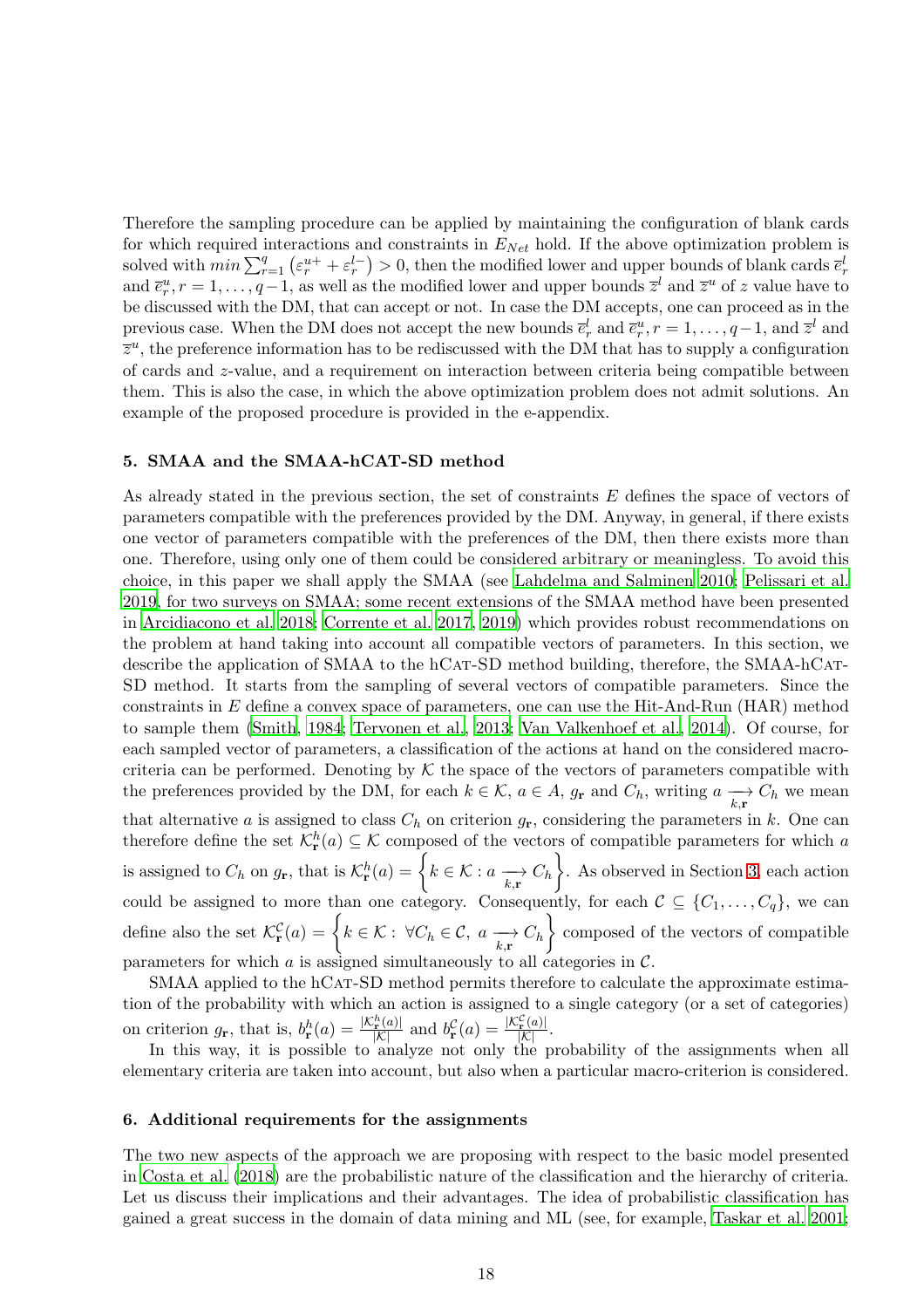Therefore the sampling procedure can be applied by maintaining the configuration of blank cards for which required interactions and constraints in $E_{Net}$ hold. If the above optimization problem is solved with $min \sum_{r=1}^{q} \left(\varepsilon_r^{u+} + \varepsilon_r^{l-}\right) > 0$, then the modified lower and upper bounds of blank cards $\overline{e}_r^l$ and $\overline{e}_r^u, r = 1, \ldots, q-1$, as well as the modified lower and upper bounds $\overline{z}^l$ and $\overline{z}^u$ of $z$ value have to be discussed with the DM, that can accept or not. In case the DM accepts, one can proceed as in the previous case. When the DM does not accept the new bounds $\overline{e}_r^l$ and $\overline{e}_r^u, r = 1, \ldots, q-1$, and $\overline{z}^l$ and $\overline{z}^u$, the preference information has to be rediscussed with the DM that has to supply a configuration of cards and $z$-value, and a requirement on interaction between criteria being compatible between them. This is also the case, in which the above optimization problem does not admit solutions. An example of the proposed procedure is provided in the e-appendix.

## 5. SMAA and the SMAA-hCAT-SD method

As already stated in the previous section, the set of constraints $E$ defines the space of vectors of parameters compatible with the preferences provided by the DM. Anyway, in general, if there exists one vector of parameters compatible with the preferences of the DM, then there exists more than one. Therefore, using only one of them could be considered arbitrary or meaningless. To avoid this choice, in this paper we shall apply the SMAA (see Lahdelma and Salminen 2010; Pelissari et al. 2019, for two surveys on SMAA; some recent extensions of the SMAA method have been presented in Arcidiacono et al. 2018; Corrente et al. 2017, 2019) which provides robust recommendations on the problem at hand taking into account all compatible vectors of parameters. In this section, we describe the application of SMAA to the hCat-SD method building, therefore, the SMAA-hCat-SD method. It starts from the sampling of several vectors of compatible parameters. Since the constraints in $E$ define a convex space of parameters, one can use the Hit-And-Run (HAR) method to sample them (Smith, 1984; Tervonen et al., 2013; Van Valkenhoef et al., 2014). Of course, for each sampled vector of parameters, a classification of the actions at hand on the considered macro-criteria can be performed. Denoting by $\mathcal{K}$ the space of the vectors of parameters compatible with the preferences provided by the DM, for each $k \in \mathcal{K}$, $a \in A$, $g_{\mathbf{r}}$ and $C_h$, writing $a \underset{k,\mathbf{r}}{\longrightarrow} C_h$ we mean that alternative $a$ is assigned to class $C_h$ on criterion $g_{\mathbf{r}}$, considering the parameters in $k$. One can therefore define the set $\mathcal{K}_{\mathbf{r}}^h(a) \subseteq \mathcal{K}$ composed of the vectors of compatible parameters for which $a$ is assigned to $C_h$ on $g_{\mathbf{r}}$, that is $\mathcal{K}_{\mathbf{r}}^h(a) = \left\{k \in \mathcal{K} : a \underset{k,\mathbf{r}}{\longrightarrow} C_h\right\}$. As observed in Section 3, each action could be assigned to more than one category. Consequently, for each $\mathcal{C} \subseteq \{C_1, \ldots, C_q\}$, we can define also the set $\mathcal{K}_{\mathbf{r}}^{\mathcal{C}}(a) = \left\{k \in \mathcal{K} : \forall C_h \in \mathcal{C},\ a \underset{k,\mathbf{r}}{\longrightarrow} C_h\right\}$ composed of the vectors of compatible parameters for which $a$ is assigned simultaneously to all categories in $\mathcal{C}$.

SMAA applied to the hCat-SD method permits therefore to calculate the approximate estimation of the probability with which an action is assigned to a single category (or a set of categories) on criterion $g_{\mathbf{r}}$, that is, $b_{\mathbf{r}}^h(a) = \frac{|\mathcal{K}_{\mathbf{r}}^h(a)|}{|\mathcal{K}|}$ and $b_{\mathbf{r}}^{\mathcal{C}}(a) = \frac{|\mathcal{K}_{\mathbf{r}}^{\mathcal{C}}(a)|}{|\mathcal{K}|}$.

In this way, it is possible to analyze not only the probability of the assignments when all elementary criteria are taken into account, but also when a particular macro-criterion is considered.

## 6. Additional requirements for the assignments

The two new aspects of the approach we are proposing with respect to the basic model presented in Costa et al. (2018) are the probabilistic nature of the classification and the hierarchy of criteria. Let us discuss their implications and their advantages. The idea of probabilistic classification has gained a great success in the domain of data mining and ML (see, for example, Taskar et al. 2001;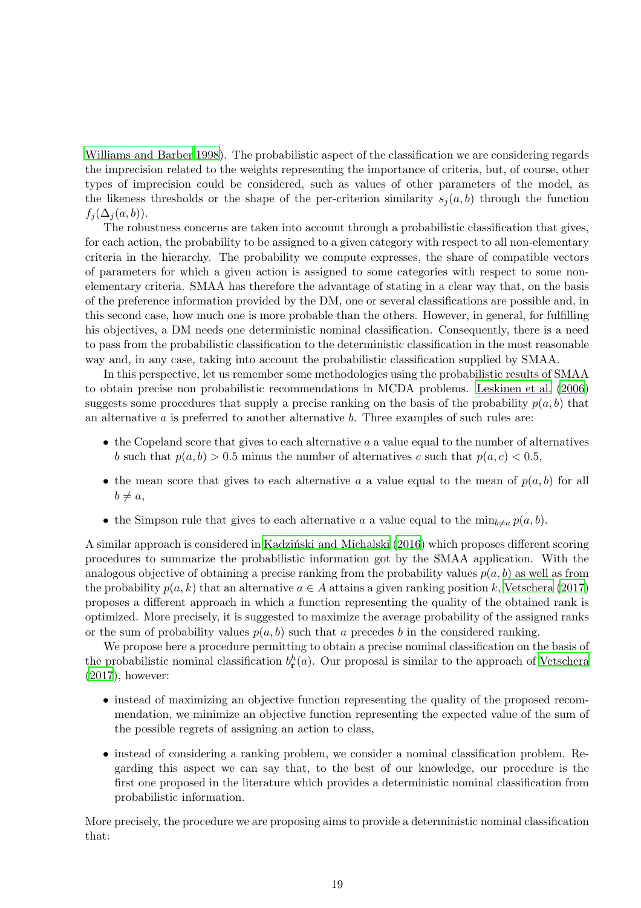Williams and Barber 1998). The probabilistic aspect of the classification we are considering regards the imprecision related to the weights representing the importance of criteria, but, of course, other types of imprecision could be considered, such as values of other parameters of the model, as the likeness thresholds or the shape of the per-criterion similarity $s_j(a,b)$ through the function $f_j(\Delta_j(a,b))$.

The robustness concerns are taken into account through a probabilistic classification that gives, for each action, the probability to be assigned to a given category with respect to all non-elementary criteria in the hierarchy. The probability we compute expresses, the share of compatible vectors of parameters for which a given action is assigned to some categories with respect to some non-elementary criteria. SMAA has therefore the advantage of stating in a clear way that, on the basis of the preference information provided by the DM, one or several classifications are possible and, in this second case, how much one is more probable than the others. However, in general, for fulfilling his objectives, a DM needs one deterministic nominal classification. Consequently, there is a need to pass from the probabilistic classification to the deterministic classification in the most reasonable way and, in any case, taking into account the probabilistic classification supplied by SMAA.

In this perspective, let us remember some methodologies using the probabilistic results of SMAA to obtain precise non probabilistic recommendations in MCDA problems. Leskinen et al. (2006) suggests some procedures that supply a precise ranking on the basis of the probability $p(a,b)$ that an alternative $a$ is preferred to another alternative $b$. Three examples of such rules are:

- the Copeland score that gives to each alternative $a$ a value equal to the number of alternatives $b$ such that $p(a,b) > 0.5$ minus the number of alternatives $c$ such that $p(a,c) < 0.5$,
- the mean score that gives to each alternative $a$ a value equal to the mean of $p(a,b)$ for all $b \neq a$,
- the Simpson rule that gives to each alternative $a$ a value equal to the $\min_{b \neq a} p(a,b)$.

A similar approach is considered in Kadziński and Michalski (2016) which proposes different scoring procedures to summarize the probabilistic information got by the SMAA application. With the analogous objective of obtaining a precise ranking from the probability values $p(a,b)$ as well as from the probability $p(a,k)$ that an alternative $a \in A$ attains a given ranking position $k$, Vetschera (2017) proposes a different approach in which a function representing the quality of the obtained rank is optimized. More precisely, it is suggested to maximize the average probability of the assigned ranks or the sum of probability values $p(a,b)$ such that $a$ precedes $b$ in the considered ranking.

We propose here a procedure permitting to obtain a precise nominal classification on the basis of the probabilistic nominal classification $b^h_{\mathbf{r}}(a)$. Our proposal is similar to the approach of Vetschera (2017), however:

- instead of maximizing an objective function representing the quality of the proposed recommendation, we minimize an objective function representing the expected value of the sum of the possible regrets of assigning an action to class,
- instead of considering a ranking problem, we consider a nominal classification problem. Regarding this aspect we can say that, to the best of our knowledge, our procedure is the first one proposed in the literature which provides a deterministic nominal classification from probabilistic information.

More precisely, the procedure we are proposing aims to provide a deterministic nominal classification that: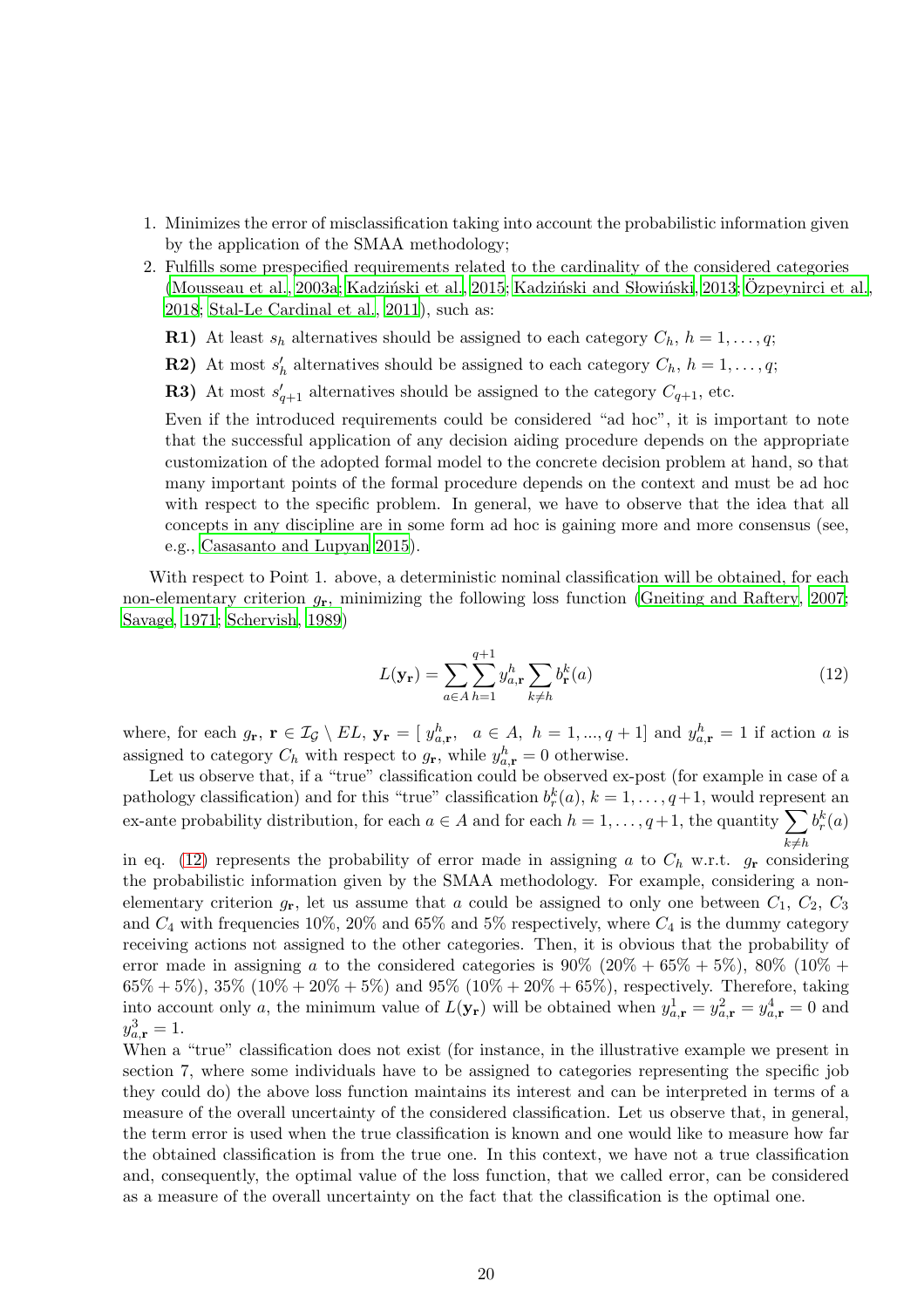1. Minimizes the error of misclassification taking into account the probabilistic information given by the application of the SMAA methodology;
2. Fulfills some prespecified requirements related to the cardinality of the considered categories (Mousseau et al., 2003a; Kadziński et al., 2015; Kadziński and Słowiński, 2013; Özpeynirci et al., 2018; Stal-Le Cardinal et al., 2011), such as:

   **R1)** At least $s_h$ alternatives should be assigned to each category $C_h$, $h = 1, \ldots, q$;

   **R2)** At most $s'_h$ alternatives should be assigned to each category $C_h$, $h = 1, \ldots, q$;

   **R3)** At most $s'_{q+1}$ alternatives should be assigned to the category $C_{q+1}$, etc.

   Even if the introduced requirements could be considered "ad hoc", it is important to note that the successful application of any decision aiding procedure depends on the appropriate customization of the adopted formal model to the concrete decision problem at hand, so that many important points of the formal procedure depends on the context and must be ad hoc with respect to the specific problem. In general, we have to observe that the idea that all concepts in any discipline are in some form ad hoc is gaining more and more consensus (see, e.g., Casasanto and Lupyan 2015).

With respect to Point 1. above, a deterministic nominal classification will be obtained, for each non-elementary criterion $g_{\mathbf{r}}$, minimizing the following loss function (Gneiting and Raftery, 2007; Savage, 1971; Schervish, 1989)

$$L(\mathbf{y_r}) = \sum_{a \in A} \sum_{h=1}^{q+1} y_{a,\mathbf{r}}^{h} \sum_{k \neq h} b_{\mathbf{r}}^{k}(a) \tag{12}$$

where, for each $g_{\mathbf{r}}$, $\mathbf{r} \in \mathcal{I}_{\mathcal{G}} \setminus EL$, $\mathbf{y_r} = [\ y_{a,\mathbf{r}}^{h},\ \ a \in A,\ h = 1, ..., q+1]$ and $y_{a,\mathbf{r}}^{h} = 1$ if action $a$ is assigned to category $C_h$ with respect to $g_{\mathbf{r}}$, while $y_{a,\mathbf{r}}^{h} = 0$ otherwise.

Let us observe that, if a "true" classification could be observed ex-post (for example in case of a pathology classification) and for this "true" classification $b_r^k(a)$, $k = 1, \ldots, q+1$, would represent an ex-ante probability distribution, for each $a \in A$ and for each $h = 1, \ldots, q+1$, the quantity $\sum_{k \neq h} b_r^k(a)$ in eq. (12) represents the probability of error made in assigning $a$ to $C_h$ w.r.t. $g_{\mathbf{r}}$ considering the probabilistic information given by the SMAA methodology. For example, considering a non-elementary criterion $g_{\mathbf{r}}$, let us assume that $a$ could be assigned to only one between $C_1$, $C_2$, $C_3$ and $C_4$ with frequencies 10%, 20% and 65% and 5% respectively, where $C_4$ is the dummy category receiving actions not assigned to the other categories. Then, it is obvious that the probability of error made in assigning $a$ to the considered categories is 90% (20% + 65% + 5%), 80% (10% + 65% + 5%), 35% (10% + 20% + 5%) and 95% (10% + 20% + 65%), respectively. Therefore, taking into account only $a$, the minimum value of $L(\mathbf{y_r})$ will be obtained when $y_{a,\mathbf{r}}^1 = y_{a,\mathbf{r}}^2 = y_{a,\mathbf{r}}^4 = 0$ and $y_{a,\mathbf{r}}^3 = 1$.

When a "true" classification does not exist (for instance, in the illustrative example we present in section 7, where some individuals have to be assigned to categories representing the specific job they could do) the above loss function maintains its interest and can be interpreted in terms of a measure of the overall uncertainty of the considered classification. Let us observe that, in general, the term error is used when the true classification is known and one would like to measure how far the obtained classification is from the true one. In this context, we have not a true classification and, consequently, the optimal value of the loss function, that we called error, can be considered as a measure of the overall uncertainty on the fact that the classification is the optimal one.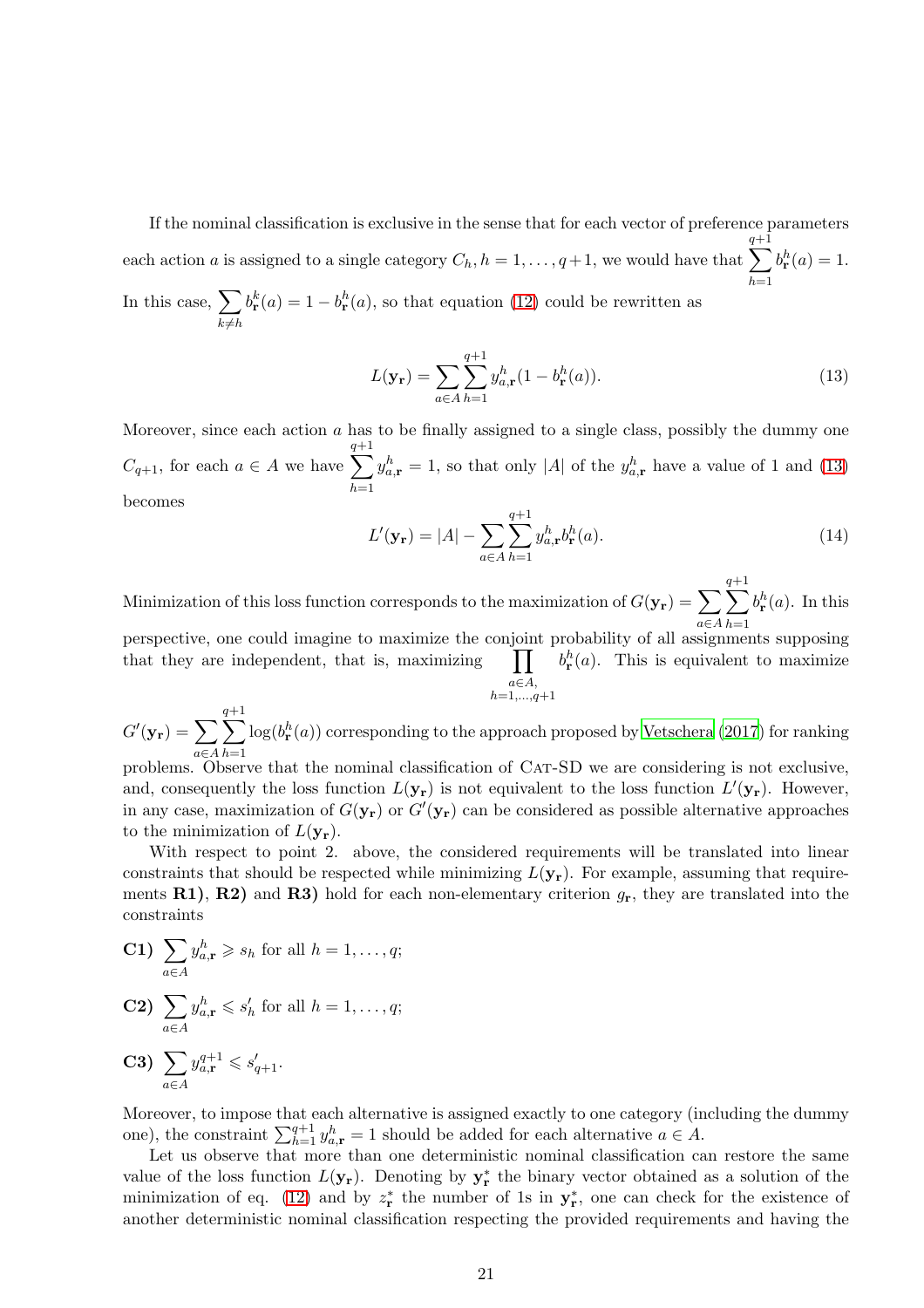If the nominal classification is exclusive in the sense that for each vector of preference parameters each action $a$ is assigned to a single category $C_h, h = 1, \ldots, q+1$, we would have that $\sum_{h=1}^{q+1} b_{\mathbf{r}}^h(a) = 1$. In this case, $\sum_{k \neq h} b_{\mathbf{r}}^k(a) = 1 - b_{\mathbf{r}}^h(a)$, so that equation (12) could be rewritten as

$$L(\mathbf{y_r}) = \sum_{a \in A} \sum_{h=1}^{q+1} y_{a,\mathbf{r}}^h (1 - b_{\mathbf{r}}^h(a)). \tag{13}$$

Moreover, since each action $a$ has to be finally assigned to a single class, possibly the dummy one $C_{q+1}$, for each $a \in A$ we have $\sum_{h=1}^{q+1} y_{a,\mathbf{r}}^h = 1$, so that only $|A|$ of the $y_{a,\mathbf{r}}^h$ have a value of 1 and (13) becomes

$$L'(\mathbf{y_r}) = |A| - \sum_{a \in A} \sum_{h=1}^{q+1} y_{a,\mathbf{r}}^h b_{\mathbf{r}}^h(a). \tag{14}$$

Minimization of this loss function corresponds to the maximization of $G(\mathbf{y_r}) = \sum_{a \in A} \sum_{h=1}^{q+1} b_{\mathbf{r}}^h(a)$. In this perspective, one could imagine to maximize the conjoint probability of all assignments supposing that they are independent, that is, maximizing $\prod_{\substack{a \in A, \\ h=1,\ldots,q+1}} b_{\mathbf{r}}^h(a)$. This is equivalent to maximize $G'(\mathbf{y_r}) = \sum_{a \in A} \sum_{h=1}^{q+1} \log(b_{\mathbf{r}}^h(a))$ corresponding to the approach proposed by Vetschera (2017) for ranking problems. Observe that the nominal classification of Cat-SD we are considering is not exclusive, and, consequently the loss function $L(\mathbf{y_r})$ is not equivalent to the loss function $L'(\mathbf{y_r})$. However, in any case, maximization of $G(\mathbf{y_r})$ or $G'(\mathbf{y_r})$ can be considered as possible alternative approaches to the minimization of $L(\mathbf{y_r})$.

With respect to point 2. above, the considered requirements will be translated into linear constraints that should be respected while minimizing $L(\mathbf{y_r})$. For example, assuming that requirements **R1)**, **R2)** and **R3)** hold for each non-elementary criterion $g_{\mathbf{r}}$, they are translated into the constraints

**C1)** $\sum_{a \in A} y_{a,\mathbf{r}}^h \geqslant s_h$ for all $h = 1, \ldots, q$;

**C2)** $\sum_{a \in A} y_{a,\mathbf{r}}^h \leqslant s'_h$ for all $h = 1, \ldots, q$;

**C3)** $\sum_{a \in A} y_{a,\mathbf{r}}^{q+1} \leqslant s'_{q+1}$.

Moreover, to impose that each alternative is assigned exactly to one category (including the dummy one), the constraint $\sum_{h=1}^{q+1} y_{a,\mathbf{r}}^h = 1$ should be added for each alternative $a \in A$.

Let us observe that more than one deterministic nominal classification can restore the same value of the loss function $L(\mathbf{y_r})$. Denoting by $\mathbf{y}_{\mathbf{r}}^*$ the binary vector obtained as a solution of the minimization of eq. (12) and by $z_{\mathbf{r}}^*$ the number of 1s in $\mathbf{y}_{\mathbf{r}}^*$, one can check for the existence of another deterministic nominal classification respecting the provided requirements and having the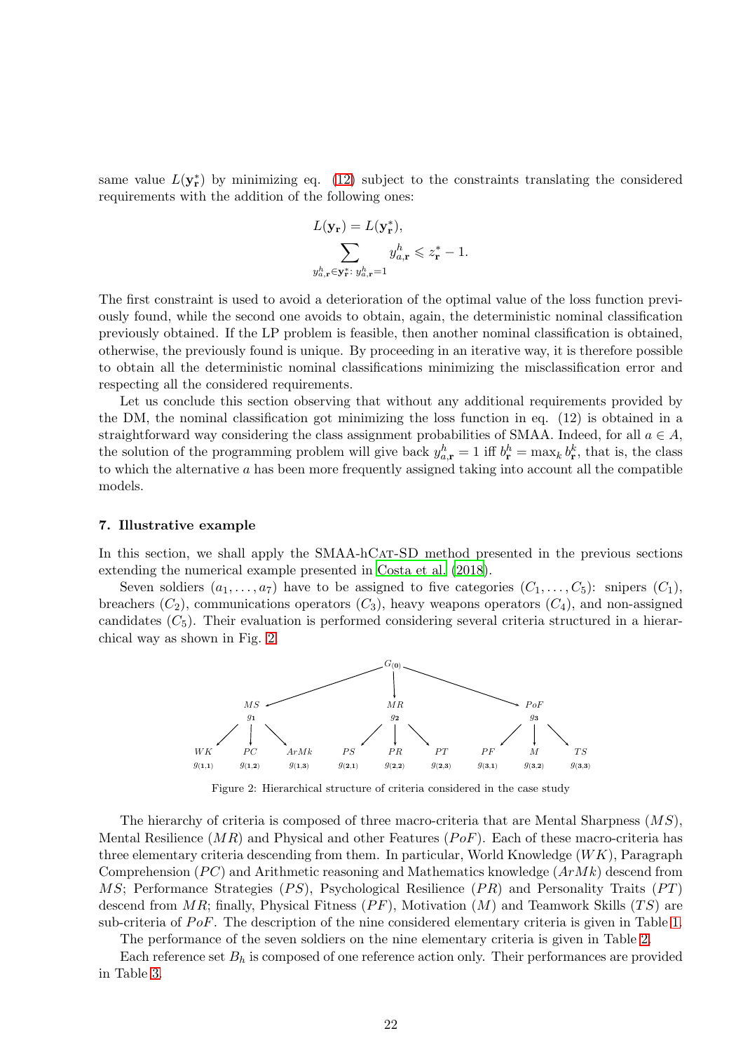same value $L(\mathbf{y}_\mathbf{r}^*)$ by minimizing eq. (12) subject to the constraints translating the considered requirements with the addition of the following ones:

$$L(\mathbf{y}_\mathbf{r}) = L(\mathbf{y}_\mathbf{r}^*),$$
$$\sum_{y_{a,\mathbf{r}}^h \in \mathbf{y}_\mathbf{r}^*:\, y_{a,\mathbf{r}}^h = 1} y_{a,\mathbf{r}}^h \leqslant z_\mathbf{r}^* - 1.$$

The first constraint is used to avoid a deterioration of the optimal value of the loss function previously found, while the second one avoids to obtain, again, the deterministic nominal classification previously obtained. If the LP problem is feasible, then another nominal classification is obtained, otherwise, the previously found is unique. By proceeding in an iterative way, it is therefore possible to obtain all the deterministic nominal classifications minimizing the misclassification error and respecting all the considered requirements.

Let us conclude this section observing that without any additional requirements provided by the DM, the nominal classification got minimizing the loss function in eq. (12) is obtained in a straightforward way considering the class assignment probabilities of SMAA. Indeed, for all $a \in A$, the solution of the programming problem will give back $y_{a,\mathbf{r}}^h = 1$ iff $b_\mathbf{r}^h = \max_k b_\mathbf{r}^k$, that is, the class to which the alternative $a$ has been more frequently assigned taking into account all the compatible models.

## 7. Illustrative example

In this section, we shall apply the SMAA-hCat-SD method presented in the previous sections extending the numerical example presented in Costa et al. (2018).

Seven soldiers $(a_1, \ldots, a_7)$ have to be assigned to five categories $(C_1, \ldots, C_5)$: snipers $(C_1)$, breachers $(C_2)$, communications operators $(C_3)$, heavy weapons operators $(C_4)$, and non-assigned candidates $(C_5)$. Their evaluation is performed considering several criteria structured in a hierarchical way as shown in Fig. 2.

$G_{(\mathbf{0})}$
- $MS$, $g_\mathbf{1}$: $WK$ $g_{(\mathbf{1},\mathbf{1})}$; $PC$ $g_{(\mathbf{1},\mathbf{2})}$; $ArMk$ $g_{(\mathbf{1},\mathbf{3})}$
- $MR$, $g_\mathbf{2}$: $PS$ $g_{(\mathbf{2},\mathbf{1})}$; $PR$ $g_{(\mathbf{2},\mathbf{2})}$; $PT$ $g_{(\mathbf{2},\mathbf{3})}$
- $PoF$, $g_\mathbf{3}$: $PF$ $g_{(\mathbf{3},\mathbf{1})}$; $M$ $g_{(\mathbf{3},\mathbf{2})}$; $TS$ $g_{(\mathbf{3},\mathbf{3})}$

Figure 2: Hierarchical structure of criteria considered in the case study

The hierarchy of criteria is composed of three macro-criteria that are Mental Sharpness $(MS)$, Mental Resilience $(MR)$ and Physical and other Features $(PoF)$. Each of these macro-criteria has three elementary criteria descending from them. In particular, World Knowledge $(WK)$, Paragraph Comprehension $(PC)$ and Arithmetic reasoning and Mathematics knowledge $(ArMk)$ descend from $MS$; Performance Strategies $(PS)$, Psychological Resilience $(PR)$ and Personality Traits $(PT)$ descend from $MR$; finally, Physical Fitness $(PF)$, Motivation $(M)$ and Teamwork Skills $(TS)$ are sub-criteria of $PoF$. The description of the nine considered elementary criteria is given in Table 1.

The performance of the seven soldiers on the nine elementary criteria is given in Table 2.

Each reference set $B_h$ is composed of one reference action only. Their performances are provided in Table 3.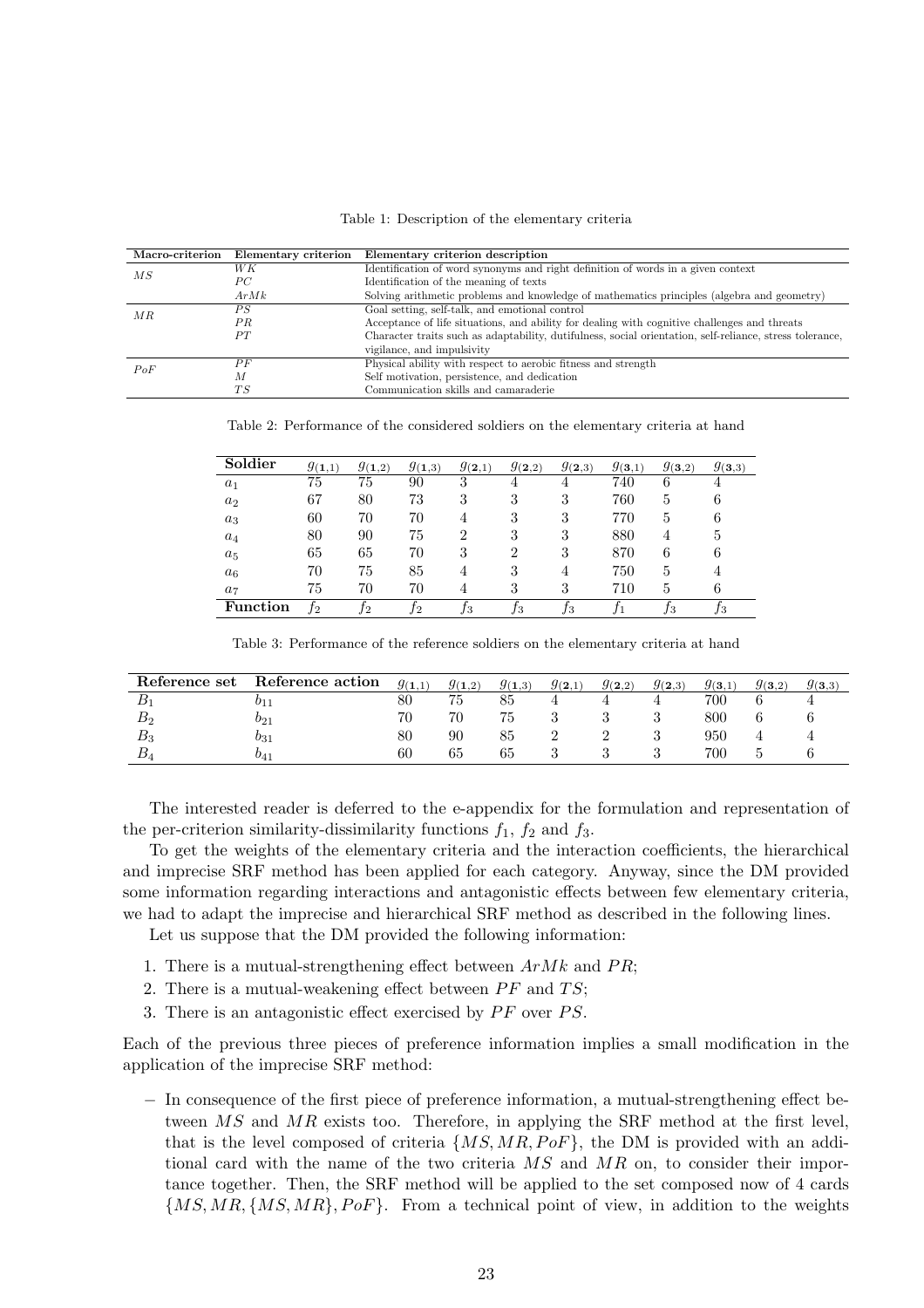Table 1: Description of the elementary criteria

| Macro-criterion | Elementary criterion | Elementary criterion description |
|---|---|---|
| $MS$ | $WK$ | Identification of word synonyms and right definition of words in a given context |
| | $PC$ | Identification of the meaning of texts |
| | $ArMk$ | Solving arithmetic problems and knowledge of mathematics principles (algebra and geometry) |
| $MR$ | $PS$ | Goal setting, self-talk, and emotional control |
| | $PR$ | Acceptance of life situations, and ability for dealing with cognitive challenges and threats |
| | $PT$ | Character traits such as adaptability, dutifulness, social orientation, self-reliance, stress tolerance, vigilance, and impulsivity |
| $PoF$ | $PF$ | Physical ability with respect to aerobic fitness and strength |
| | $M$ | Self motivation, persistence, and dedication |
| | $TS$ | Communication skills and camaraderie |

Table 2: Performance of the considered soldiers on the elementary criteria at hand

| Soldier | $g_{(\mathbf{1},1)}$ | $g_{(\mathbf{1},2)}$ | $g_{(\mathbf{1},3)}$ | $g_{(\mathbf{2},1)}$ | $g_{(\mathbf{2},2)}$ | $g_{(\mathbf{2},3)}$ | $g_{(\mathbf{3},1)}$ | $g_{(\mathbf{3},2)}$ | $g_{(\mathbf{3},3)}$ |
|---|---|---|---|---|---|---|---|---|---|
| $a_1$ | 75 | 75 | 90 | 3 | 4 | 4 | 740 | 6 | 4 |
| $a_2$ | 67 | 80 | 73 | 3 | 3 | 3 | 760 | 5 | 6 |
| $a_3$ | 60 | 70 | 70 | 4 | 3 | 3 | 770 | 5 | 6 |
| $a_4$ | 80 | 90 | 75 | 2 | 3 | 3 | 880 | 4 | 5 |
| $a_5$ | 65 | 65 | 70 | 3 | 2 | 3 | 870 | 6 | 6 |
| $a_6$ | 70 | 75 | 85 | 4 | 3 | 4 | 750 | 5 | 4 |
| $a_7$ | 75 | 70 | 70 | 4 | 3 | 3 | 710 | 5 | 6 |
| **Function** | $f_2$ | $f_2$ | $f_2$ | $f_3$ | $f_3$ | $f_3$ | $f_1$ | $f_3$ | $f_3$ |

Table 3: Performance of the reference soldiers on the elementary criteria at hand

| Reference set | Reference action | $g_{(\mathbf{1},1)}$ | $g_{(\mathbf{1},2)}$ | $g_{(\mathbf{1},3)}$ | $g_{(\mathbf{2},1)}$ | $g_{(\mathbf{2},2)}$ | $g_{(\mathbf{2},3)}$ | $g_{(\mathbf{3},1)}$ | $g_{(\mathbf{3},2)}$ | $g_{(\mathbf{3},3)}$ |
|---|---|---|---|---|---|---|---|---|---|---|
| $B_1$ | $b_{11}$ | 80 | 75 | 85 | 4 | 4 | 4 | 700 | 6 | 4 |
| $B_2$ | $b_{21}$ | 70 | 70 | 75 | 3 | 3 | 3 | 800 | 6 | 6 |
| $B_3$ | $b_{31}$ | 80 | 90 | 85 | 2 | 2 | 3 | 950 | 4 | 4 |
| $B_4$ | $b_{41}$ | 60 | 65 | 65 | 3 | 3 | 3 | 700 | 5 | 6 |

The interested reader is deferred to the e-appendix for the formulation and representation of the per-criterion similarity-dissimilarity functions $f_1$, $f_2$ and $f_3$.

To get the weights of the elementary criteria and the interaction coefficients, the hierarchical and imprecise SRF method has been applied for each category. Anyway, since the DM provided some information regarding interactions and antagonistic effects between few elementary criteria, we had to adapt the imprecise and hierarchical SRF method as described in the following lines.

Let us suppose that the DM provided the following information:

1. There is a mutual-strengthening effect between $ArMk$ and $PR$;
2. There is a mutual-weakening effect between $PF$ and $TS$;
3. There is an antagonistic effect exercised by $PF$ over $PS$.

Each of the previous three pieces of preference information implies a small modification in the application of the imprecise SRF method:

– In consequence of the first piece of preference information, a mutual-strengthening effect between $MS$ and $MR$ exists too. Therefore, in applying the SRF method at the first level, that is the level composed of criteria $\{MS, MR, PoF\}$, the DM is provided with an additional card with the name of the two criteria $MS$ and $MR$ on, to consider their importance together. Then, the SRF method will be applied to the set composed now of 4 cards $\{MS, MR, \{MS, MR\}, PoF\}$. From a technical point of view, in addition to the weights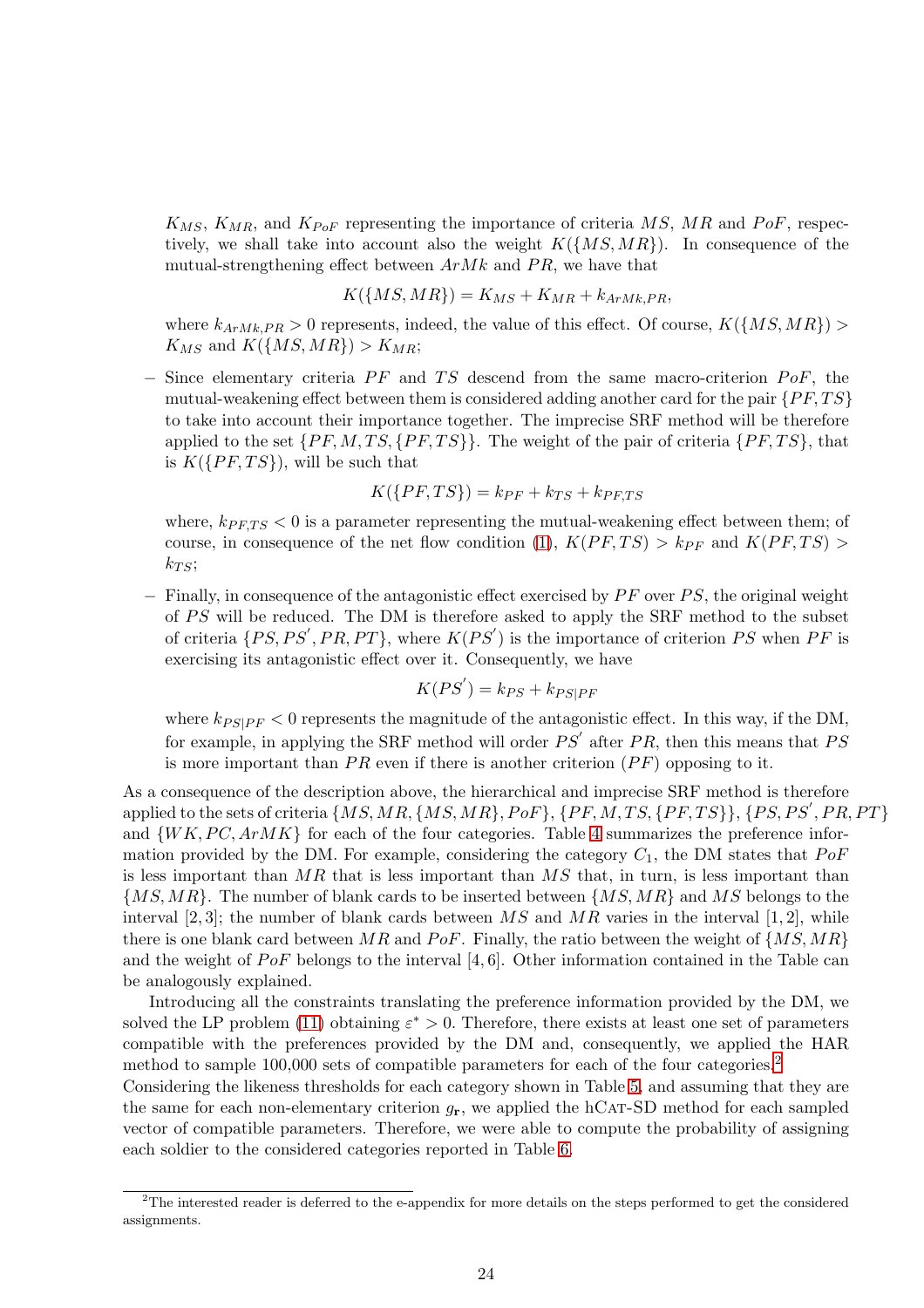$K_{MS}$, $K_{MR}$, and $K_{PoF}$ representing the importance of criteria $MS$, $MR$ and $PoF$, respectively, we shall take into account also the weight $K(\{MS, MR\})$. In consequence of the mutual-strengthening effect between $ArMk$ and $PR$, we have that

$$K(\{MS, MR\}) = K_{MS} + K_{MR} + k_{ArMk,PR},$$

where $k_{ArMk,PR} > 0$ represents, indeed, the value of this effect. Of course, $K(\{MS, MR\}) > K_{MS}$ and $K(\{MS, MR\}) > K_{MR}$;

- Since elementary criteria $PF$ and $TS$ descend from the same macro-criterion $PoF$, the mutual-weakening effect between them is considered adding another card for the pair $\{PF, TS\}$ to take into account their importance together. The imprecise SRF method will be therefore applied to the set $\{PF, M, TS, \{PF, TS\}\}$. The weight of the pair of criteria $\{PF, TS\}$, that is $K(\{PF, TS\})$, will be such that

$$K(\{PF, TS\}) = k_{PF} + k_{TS} + k_{PF,TS}$$

where, $k_{PF,TS} < 0$ is a parameter representing the mutual-weakening effect between them; of course, in consequence of the net flow condition (1), $K(PF, TS) > k_{PF}$ and $K(PF, TS) > k_{TS}$;

- Finally, in consequence of the antagonistic effect exercised by $PF$ over $PS$, the original weight of $PS$ will be reduced. The DM is therefore asked to apply the SRF method to the subset of criteria $\{PS, PS^{'}, PR, PT\}$, where $K(PS^{'})$ is the importance of criterion $PS$ when $PF$ is exercising its antagonistic effect over it. Consequently, we have

$$K(PS^{'}) = k_{PS} + k_{PS|PF}$$

where $k_{PS|PF} < 0$ represents the magnitude of the antagonistic effect. In this way, if the DM, for example, in applying the SRF method will order $PS^{'}$ after $PR$, then this means that $PS$ is more important than $PR$ even if there is another criterion ($PF$) opposing to it.

As a consequence of the description above, the hierarchical and imprecise SRF method is therefore applied to the sets of criteria $\{MS, MR, \{MS, MR\}, PoF\}$, $\{PF, M, TS, \{PF, TS\}\}$, $\{PS, PS^{'}, PR, PT\}$ and $\{WK, PC, ArMK\}$ for each of the four categories. Table 4 summarizes the preference information provided by the DM. For example, considering the category $C_1$, the DM states that $PoF$ is less important than $MR$ that is less important than $MS$ that, in turn, is less important than $\{MS, MR\}$. The number of blank cards to be inserted between $\{MS, MR\}$ and $MS$ belongs to the interval $[2, 3]$; the number of blank cards between $MS$ and $MR$ varies in the interval $[1, 2]$, while there is one blank card between $MR$ and $PoF$. Finally, the ratio between the weight of $\{MS, MR\}$ and the weight of $PoF$ belongs to the interval $[4, 6]$. Other information contained in the Table can be analogously explained.

Introducing all the constraints translating the preference information provided by the DM, we solved the LP problem (11) obtaining $\varepsilon^{*} > 0$. Therefore, there exists at least one set of parameters compatible with the preferences provided by the DM and, consequently, we applied the HAR method to sample 100,000 sets of compatible parameters for each of the four categories.[2]

Considering the likeness thresholds for each category shown in Table 5, and assuming that they are the same for each non-elementary criterion $g_{\mathbf{r}}$, we applied the hCat-SD method for each sampled vector of compatible parameters. Therefore, we were able to compute the probability of assigning each soldier to the considered categories reported in Table 6.

[2]The interested reader is deferred to the e-appendix for more details on the steps performed to get the considered assignments.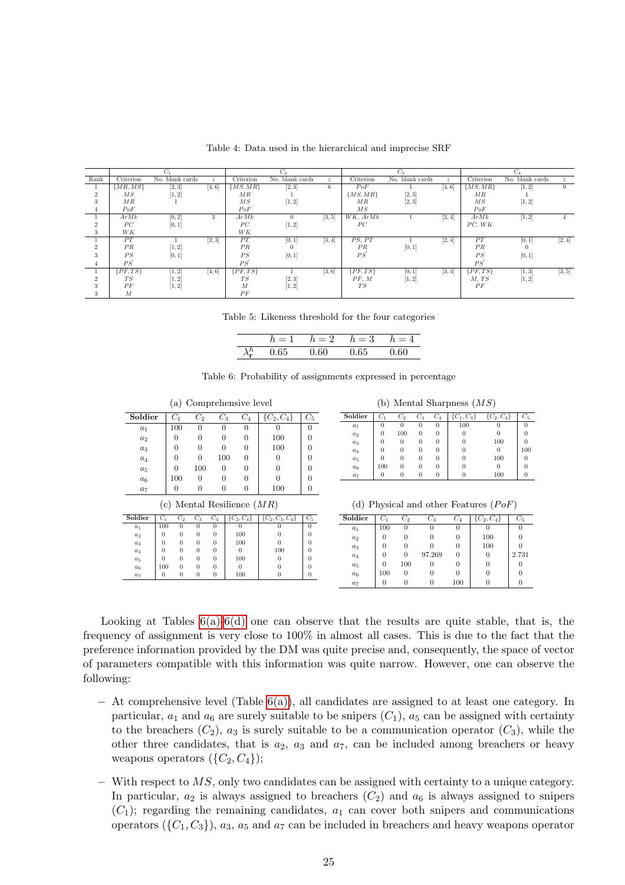Table 4: Data used in the hierarchical and imprecise SRF

| Rank | $C_1$ | | | $C_2$ | | | $C_3$ | | | $C_4$ | | |
|---|---|---|---|---|---|---|---|---|---|---|---|---|
| | Criterion | No. blank cards | $z$ | Criterion | No. blank cards | $z$ | Criterion | No. blank cards | $z$ | Criterion | No. blank cards | $z$ |
| 1 | $\{MR, MS\}$ | $[2,3]$ | $[4,6]$ | $\{MS, MR\}$ | $[2,3]$ | 6 | $PoF$ | 1 | $[4,6]$ | $\{MS, MR\}$ | $[1,2]$ | 9 |
| 2 | $MS$ | $[1,2]$ | | $MR$ | 1 | | $\{MS, MR\}$ | $[2,3]$ | | $MR$ | 1 | |
| 3 | $MR$ | 1 | | $MS$ | $[1,2]$ | | $MR$ | $[2,3]$ | | $MS$ | $[1,2]$ | |
| 4 | $PoF$ | | | $PoF$ | | | $MS$ | | | $PoF$ | | |
| 1 | $ArMk$ | $[0,2]$ | 3 | $ArMk$ | 0 | $[3,5]$ | $WK$, $ArMk$ | 1 | $[2,4]$ | $ArMk$ | $[1,2]$ | 4 |
| 2 | $PC$ | $[0,1]$ | | $PC$ | $[1,2]$ | | $PC$ | | | $PC$, $WK$ | | |
| 3 | $WK$ | | | $WK$ | | | | | | | | |
| 1 | $PT$ | 1 | $[2,3]$ | $PT$ | $[0,1]$ | $[3,4]$ | $PS$, $PT$ | 1 | $[2,4]$ | $PT$ | $[0,1]$ | $[2,4]$ |
| 2 | $PR$ | $[1,2]$ | | $PR$ | 0 | | $PR$ | $[0,1]$ | | $PR$ | 0 | |
| 3 | $PS$ | $[0,1]$ | | $PS$ | $[0,1]$ | | $PS'$ | | | $PS$ | $[0,1]$ | |
| 4 | $PS'$ | | | $PS'$ | | | | | | $PS'$ | | |
| 1 | $\{PF, TS\}$ | $[1,2]$ | $[4,6]$ | $\{PF, TS\}$ | 1 | $[3,6]$ | $\{PF, TS\}$ | $[0,1]$ | $[3,4]$ | $\{PF, TS\}$ | $[1,3]$ | $[3,5]$ |
| 2 | $TS$ | $[1,2]$ | | $TS$ | $[2,3]$ | | $PF$, $M$ | $[1,2]$ | | $M$, $TS$ | $[1,2]$ | |
| 3 | $PF$ | $[1,2]$ | | $M$ | $[1,2]$ | | $TS$ | | | $PF$ | | |
| 3 | $M$ | | | $PF$ | | | | | | | | |

Table 5: Likeness threshold for the four categories

| | $h=1$ | $h=2$ | $h=3$ | $h=4$ |
|---|---|---|---|---|
| $\lambda^h_{\mathbf{r}}$ | 0.65 | 0.60 | 0.65 | 0.60 |

Table 6: Probability of assignments expressed in percentage

(a) Comprehensive level

| Soldier | $C_1$ | $C_2$ | $C_3$ | $C_4$ | $\{C_2, C_4\}$ | $C_5$ |
|---|---|---|---|---|---|---|
| $a_1$ | 100 | 0 | 0 | 0 | 0 | 0 |
| $a_2$ | 0 | 0 | 0 | 0 | 100 | 0 |
| $a_3$ | 0 | 0 | 0 | 0 | 100 | 0 |
| $a_4$ | 0 | 0 | 100 | 0 | 0 | 0 |
| $a_5$ | 0 | 100 | 0 | 0 | 0 | 0 |
| $a_6$ | 100 | 0 | 0 | 0 | 0 | 0 |
| $a_7$ | 0 | 0 | 0 | 0 | 100 | 0 |

(b) Mental Sharpness ($MS$)

| Soldier | $C_1$ | $C_2$ | $C_3$ | $C_4$ | $\{C_1, C_3\}$ | $\{C_2, C_4\}$ | $C_5$ |
|---|---|---|---|---|---|---|---|
| $a_1$ | 0 | 0 | 0 | 0 | 100 | 0 | 0 |
| $a_2$ | 0 | 100 | 0 | 0 | 0 | 0 | 0 |
| $a_3$ | 0 | 0 | 0 | 0 | 0 | 100 | 0 |
| $a_4$ | 0 | 0 | 0 | 0 | 0 | 0 | 100 |
| $a_5$ | 0 | 0 | 0 | 0 | 0 | 100 | 0 |
| $a_6$ | 100 | 0 | 0 | 0 | 0 | 0 | 0 |
| $a_7$ | 0 | 0 | 0 | 0 | 0 | 100 | 0 |

(c) Mental Resilience ($MR$)

| Soldier | $C_1$ | $C_2$ | $C_3$ | $C_4$ | $\{C_2, C_4\}$ | $\{C_2, C_3, C_4\}$ | $C_5$ |
|---|---|---|---|---|---|---|---|
| $a_1$ | 100 | 0 | 0 | 0 | 0 | 0 | 0 |
| $a_2$ | 0 | 0 | 0 | 0 | 100 | 0 | 0 |
| $a_3$ | 0 | 0 | 0 | 0 | 100 | 0 | 0 |
| $a_4$ | 0 | 0 | 0 | 0 | 0 | 100 | 0 |
| $a_5$ | 0 | 0 | 0 | 0 | 100 | 0 | 0 |
| $a_6$ | 100 | 0 | 0 | 0 | 0 | 0 | 0 |
| $a_7$ | 0 | 0 | 0 | 0 | 100 | 0 | 0 |

(d) Physical and other Features ($PoF$)

| Soldier | $C_1$ | $C_2$ | $C_3$ | $C_4$ | $\{C_2, C_4\}$ | $C_5$ |
|---|---|---|---|---|---|---|
| $a_1$ | 100 | 0 | 0 | 0 | 0 | 0 |
| $a_2$ | 0 | 0 | 0 | 0 | 100 | 0 |
| $a_3$ | 0 | 0 | 0 | 0 | 100 | 0 |
| $a_4$ | 0 | 0 | 97.269 | 0 | 0 | 2.731 |
| $a_5$ | 0 | 100 | 0 | 0 | 0 | 0 |
| $a_6$ | 100 | 0 | 0 | 0 | 0 | 0 |
| $a_7$ | 0 | 0 | 0 | 100 | 0 | 0 |

Looking at Tables 6(a)-6(d) one can observe that the results are quite stable, that is, the frequency of assignment is very close to 100% in almost all cases. This is due to the fact that the preference information provided by the DM was quite precise and, consequently, the space of vector of parameters compatible with this information was quite narrow. However, one can observe the following:

– At comprehensive level (Table 6(a)), all candidates are assigned to at least one category. In particular, $a_1$ and $a_6$ are surely suitable to be snipers ($C_1$), $a_5$ can be assigned with certainty to the breachers ($C_2$), $a_3$ is surely suitable to be a communication operator ($C_3$), while the other three candidates, that is $a_2$, $a_3$ and $a_7$, can be included among breachers or heavy weapons operators ($\{C_2, C_4\}$);

– With respect to $MS$, only two candidates can be assigned with certainty to a unique category. In particular, $a_2$ is always assigned to breachers ($C_2$) and $a_6$ is always assigned to snipers ($C_1$); regarding the remaining candidates, $a_1$ can cover both snipers and communications operators ($\{C_1, C_3\}$), $a_3$, $a_5$ and $a_7$ can be included in breachers and heavy weapons operator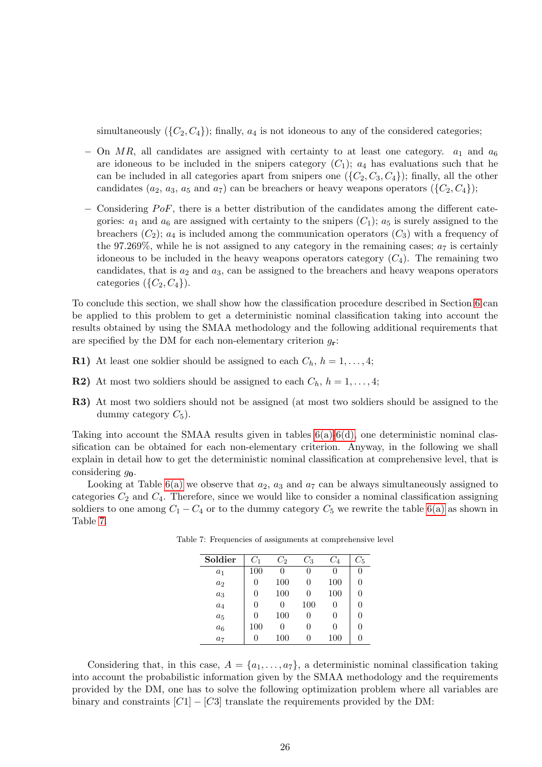simultaneously ($\{C_2, C_4\}$); finally, $a_4$ is not idoneous to any of the considered categories;

- On $MR$, all candidates are assigned with certainty to at least one category. $a_1$ and $a_6$ are idoneous to be included in the snipers category ($C_1$); $a_4$ has evaluations such that he can be included in all categories apart from snipers one ($\{C_2, C_3, C_4\}$); finally, all the other candidates ($a_2$, $a_3$, $a_5$ and $a_7$) can be breachers or heavy weapons operators ($\{C_2, C_4\}$);
- Considering $PoF$, there is a better distribution of the candidates among the different categories: $a_1$ and $a_6$ are assigned with certainty to the snipers ($C_1$); $a_5$ is surely assigned to the breachers ($C_2$); $a_4$ is included among the communication operators ($C_3$) with a frequency of the 97.269%, while he is not assigned to any category in the remaining cases; $a_7$ is certainly idoneous to be included in the heavy weapons operators category ($C_4$). The remaining two candidates, that is $a_2$ and $a_3$, can be assigned to the breachers and heavy weapons operators categories ($\{C_2, C_4\}$).

To conclude this section, we shall show how the classification procedure described in Section 6 can be applied to this problem to get a deterministic nominal classification taking into account the results obtained by using the SMAA methodology and the following additional requirements that are specified by the DM for each non-elementary criterion $g_{\mathbf{r}}$:

**R1)** At least one soldier should be assigned to each $C_h$, $h = 1, \ldots, 4$;

**R2)** At most two soldiers should be assigned to each $C_h$, $h = 1, \ldots, 4$;

**R3)** At most two soldiers should not be assigned (at most two soldiers should be assigned to the dummy category $C_5$).

Taking into account the SMAA results given in tables 6(a)-6(d), one deterministic nominal classification can be obtained for each non-elementary criterion. Anyway, in the following we shall explain in detail how to get the deterministic nominal classification at comprehensive level, that is considering $g_{\mathbf{0}}$.

Looking at Table 6(a) we observe that $a_2$, $a_3$ and $a_7$ can be always simultaneously assigned to categories $C_2$ and $C_4$. Therefore, since we would like to consider a nominal classification assigning soldiers to one among $C_1 - C_4$ or to the dummy category $C_5$ we rewrite the table 6(a) as shown in Table 7.

Table 7: Frequencies of assignments at comprehensive level

| Soldier | $C_1$ | $C_2$ | $C_3$ | $C_4$ | $C_5$ |
|---|---|---|---|---|---|
| $a_1$ | 100 | 0 | 0 | 0 | 0 |
| $a_2$ | 0 | 100 | 0 | 100 | 0 |
| $a_3$ | 0 | 100 | 0 | 100 | 0 |
| $a_4$ | 0 | 0 | 100 | 0 | 0 |
| $a_5$ | 0 | 100 | 0 | 0 | 0 |
| $a_6$ | 100 | 0 | 0 | 0 | 0 |
| $a_7$ | 0 | 100 | 0 | 100 | 0 |

Considering that, in this case, $A = \{a_1, \ldots, a_7\}$, a deterministic nominal classification taking into account the probabilistic information given by the SMAA methodology and the requirements provided by the DM, one has to solve the following optimization problem where all variables are binary and constraints $[C1] - [C3]$ translate the requirements provided by the DM: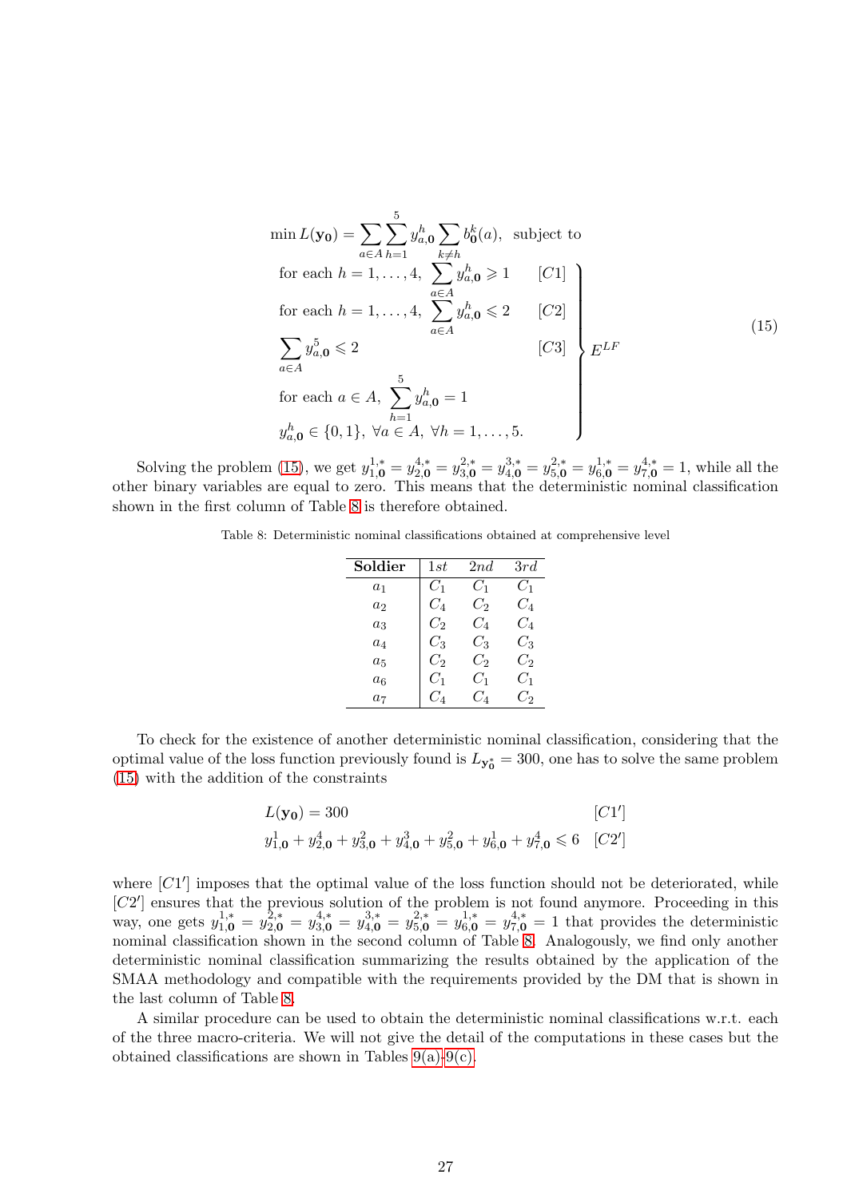$$
\begin{aligned}
&\min L(\mathbf{y_0}) = \sum_{a\in A}\sum_{h=1}^{5} y_{a,\mathbf{0}}^{h} \sum_{k\neq h} b_{\mathbf{0}}^{k}(a), \;\; \text{subject to} \\
&\left.\begin{array}{ll}
\text{for each } h=1,\ldots,4, \;\; \displaystyle\sum_{a\in A} y_{a,\mathbf{0}}^{h} \geqslant 1 & [C1] \\
\text{for each } h=1,\ldots,4, \;\; \displaystyle\sum_{a\in A} y_{a,\mathbf{0}}^{h} \leqslant 2 & [C2] \\
\displaystyle\sum_{a\in A} y_{a,\mathbf{0}}^{5} \leqslant 2 & [C3] \\
\text{for each } a\in A, \;\; \displaystyle\sum_{h=1}^{5} y_{a,\mathbf{0}}^{h} = 1 & \\
y_{a,\mathbf{0}}^{h} \in \{0,1\}, \; \forall a\in A, \; \forall h=1,\ldots,5. &
\end{array}\right\} E^{LF}
\end{aligned}
\tag{15}
$$

Solving the problem (15), we get $y_{1,\mathbf{0}}^{1,*} = y_{2,\mathbf{0}}^{4,*} = y_{3,\mathbf{0}}^{2,*} = y_{4,\mathbf{0}}^{3,*} = y_{5,\mathbf{0}}^{2,*} = y_{6,\mathbf{0}}^{1,*} = y_{7,\mathbf{0}}^{4,*} = 1$, while all the other binary variables are equal to zero. This means that the deterministic nominal classification shown in the first column of Table 8 is therefore obtained.

Table 8: Deterministic nominal classifications obtained at comprehensive level

| **Soldier** | $1st$ | $2nd$ | $3rd$ |
|---|---|---|---|
| $a_1$ | $C_1$ | $C_1$ | $C_1$ |
| $a_2$ | $C_4$ | $C_2$ | $C_4$ |
| $a_3$ | $C_2$ | $C_4$ | $C_4$ |
| $a_4$ | $C_3$ | $C_3$ | $C_3$ |
| $a_5$ | $C_2$ | $C_2$ | $C_2$ |
| $a_6$ | $C_1$ | $C_1$ | $C_1$ |
| $a_7$ | $C_4$ | $C_4$ | $C_2$ |

To check for the existence of another deterministic nominal classification, considering that the optimal value of the loss function previously found is $L_{\mathbf{y_0^*}} = 300$, one has to solve the same problem (15) with the addition of the constraints

$$
\begin{array}{ll}
L(\mathbf{y_0}) = 300 & [C1'] \\
y_{1,\mathbf{0}}^{1} + y_{2,\mathbf{0}}^{4} + y_{3,\mathbf{0}}^{2} + y_{4,\mathbf{0}}^{3} + y_{5,\mathbf{0}}^{2} + y_{6,\mathbf{0}}^{1} + y_{7,\mathbf{0}}^{4} \leqslant 6 & [C2']
\end{array}
$$

where $[C1']$ imposes that the optimal value of the loss function should not be deteriorated, while $[C2']$ ensures that the previous solution of the problem is not found anymore. Proceeding in this way, one gets $y_{1,\mathbf{0}}^{1,*} = y_{2,\mathbf{0}}^{2,*} = y_{3,\mathbf{0}}^{4,*} = y_{4,\mathbf{0}}^{3,*} = y_{5,\mathbf{0}}^{2,*} = y_{6,\mathbf{0}}^{1,*} = y_{7,\mathbf{0}}^{4,*} = 1$ that provides the deterministic nominal classification shown in the second column of Table 8. Analogously, we find only another deterministic nominal classification summarizing the results obtained by the application of the SMAA methodology and compatible with the requirements provided by the DM that is shown in the last column of Table 8.

A similar procedure can be used to obtain the deterministic nominal classifications w.r.t. each of the three macro-criteria. We will not give the detail of the computations in these cases but the obtained classifications are shown in Tables 9(a)-9(c).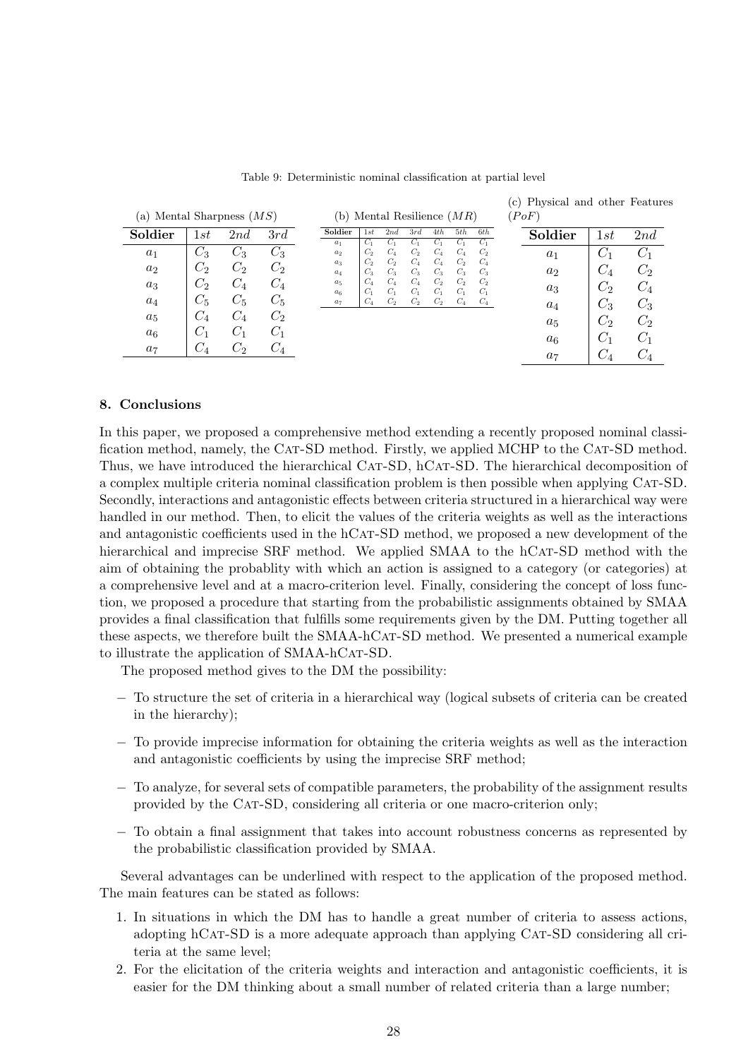Table 9: Deterministic nominal classification at partial level

(a) Mental Sharpness ($MS$)

| Soldier | $1st$ | $2nd$ | $3rd$ |
|---|---|---|---|
| $a_1$ | $C_3$ | $C_3$ | $C_3$ |
| $a_2$ | $C_2$ | $C_2$ | $C_2$ |
| $a_3$ | $C_2$ | $C_4$ | $C_4$ |
| $a_4$ | $C_5$ | $C_5$ | $C_5$ |
| $a_5$ | $C_4$ | $C_4$ | $C_2$ |
| $a_6$ | $C_1$ | $C_1$ | $C_1$ |
| $a_7$ | $C_4$ | $C_2$ | $C_4$ |

(b) Mental Resilience ($MR$)

| Soldier | $1st$ | $2nd$ | $3rd$ | $4th$ | $5th$ | $6th$ |
|---|---|---|---|---|---|---|
| $a_1$ | $C_1$ | $C_1$ | $C_1$ | $C_1$ | $C_1$ | $C_1$ |
| $a_2$ | $C_2$ | $C_4$ | $C_2$ | $C_4$ | $C_4$ | $C_2$ |
| $a_3$ | $C_2$ | $C_2$ | $C_4$ | $C_4$ | $C_2$ | $C_4$ |
| $a_4$ | $C_3$ | $C_3$ | $C_3$ | $C_3$ | $C_3$ | $C_3$ |
| $a_5$ | $C_4$ | $C_4$ | $C_4$ | $C_2$ | $C_2$ | $C_2$ |
| $a_6$ | $C_1$ | $C_1$ | $C_1$ | $C_1$ | $C_1$ | $C_1$ |
| $a_7$ | $C_4$ | $C_2$ | $C_2$ | $C_2$ | $C_4$ | $C_4$ |

(c) Physical and other Features ($PoF$)

| Soldier | $1st$ | $2nd$ |
|---|---|---|
| $a_1$ | $C_1$ | $C_1$ |
| $a_2$ | $C_4$ | $C_2$ |
| $a_3$ | $C_2$ | $C_4$ |
| $a_4$ | $C_3$ | $C_3$ |
| $a_5$ | $C_2$ | $C_2$ |
| $a_6$ | $C_1$ | $C_1$ |
| $a_7$ | $C_4$ | $C_4$ |

## 8. Conclusions

In this paper, we proposed a comprehensive method extending a recently proposed nominal classification method, namely, the Cat-SD method. Firstly, we applied MCHP to the Cat-SD method. Thus, we have introduced the hierarchical Cat-SD, hCat-SD. The hierarchical decomposition of a complex multiple criteria nominal classification problem is then possible when applying Cat-SD. Secondly, interactions and antagonistic effects between criteria structured in a hierarchical way were handled in our method. Then, to elicit the values of the criteria weights as well as the interactions and antagonistic coefficients used in the hCat-SD method, we proposed a new development of the hierarchical and imprecise SRF method. We applied SMAA to the hCat-SD method with the aim of obtaining the probablity with which an action is assigned to a category (or categories) at a comprehensive level and at a macro-criterion level. Finally, considering the concept of loss function, we proposed a procedure that starting from the probabilistic assignments obtained by SMAA provides a final classification that fulfills some requirements given by the DM. Putting together all these aspects, we therefore built the SMAA-hCat-SD method. We presented a numerical example to illustrate the application of SMAA-hCat-SD.

The proposed method gives to the DM the possibility:

- To structure the set of criteria in a hierarchical way (logical subsets of criteria can be created in the hierarchy);
- To provide imprecise information for obtaining the criteria weights as well as the interaction and antagonistic coefficients by using the imprecise SRF method;
- To analyze, for several sets of compatible parameters, the probability of the assignment results provided by the Cat-SD, considering all criteria or one macro-criterion only;
- To obtain a final assignment that takes into account robustness concerns as represented by the probabilistic classification provided by SMAA.

Several advantages can be underlined with respect to the application of the proposed method. The main features can be stated as follows:

1. In situations in which the DM has to handle a great number of criteria to assess actions, adopting hCat-SD is a more adequate approach than applying Cat-SD considering all criteria at the same level;
2. For the elicitation of the criteria weights and interaction and antagonistic coefficients, it is easier for the DM thinking about a small number of related criteria than a large number;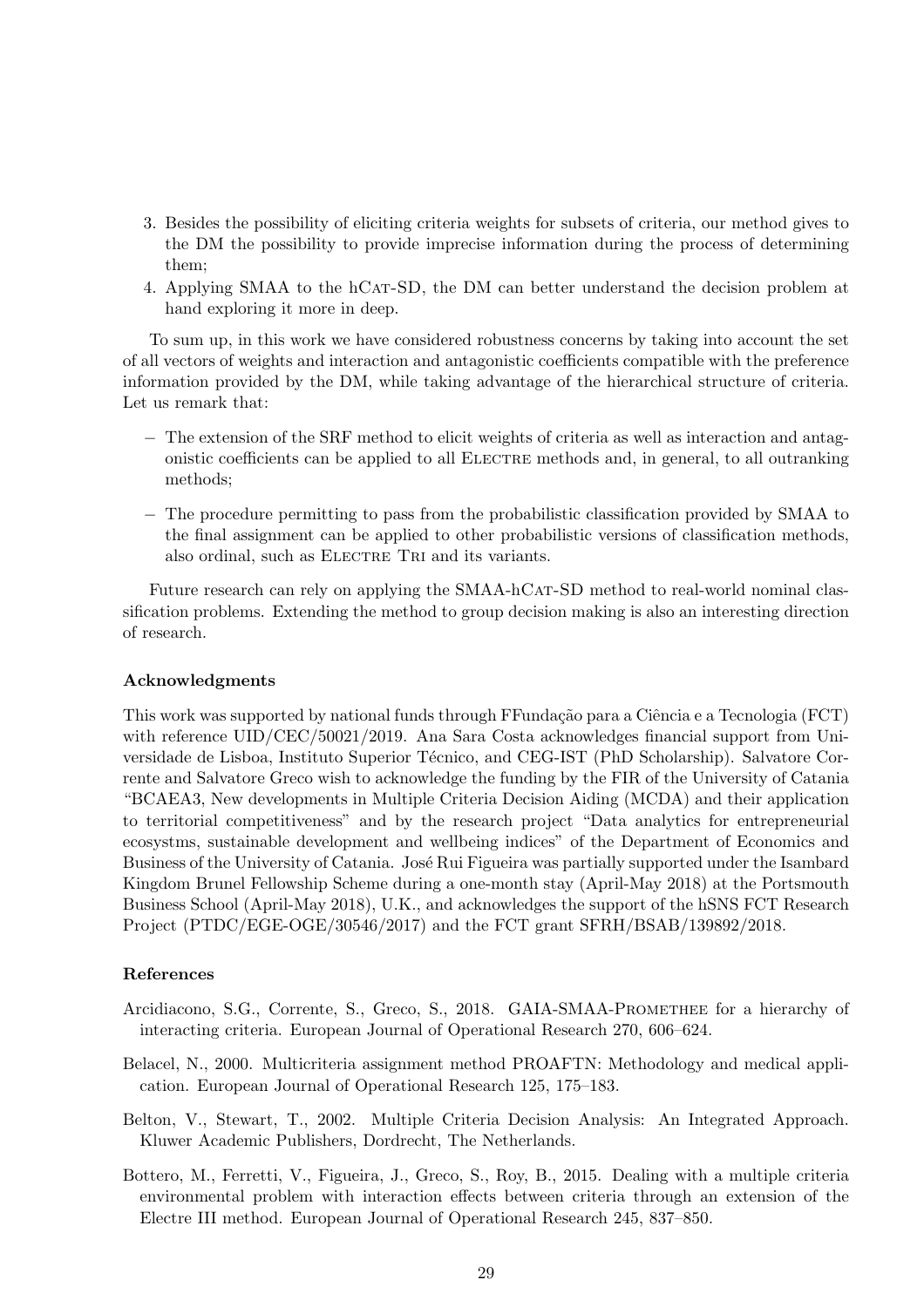3. Besides the possibility of eliciting criteria weights for subsets of criteria, our method gives to the DM the possibility to provide imprecise information during the process of determining them;
4. Applying SMAA to the hCat-SD, the DM can better understand the decision problem at hand exploring it more in deep.

To sum up, in this work we have considered robustness concerns by taking into account the set of all vectors of weights and interaction and antagonistic coefficients compatible with the preference information provided by the DM, while taking advantage of the hierarchical structure of criteria. Let us remark that:

– The extension of the SRF method to elicit weights of criteria as well as interaction and antagonistic coefficients can be applied to all Electre methods and, in general, to all outranking methods;

– The procedure permitting to pass from the probabilistic classification provided by SMAA to the final assignment can be applied to other probabilistic versions of classification methods, also ordinal, such as Electre Tri and its variants.

Future research can rely on applying the SMAA-hCat-SD method to real-world nominal classification problems. Extending the method to group decision making is also an interesting direction of research.

### Acknowledgments

This work was supported by national funds through FFundação para a Ciência e a Tecnologia (FCT) with reference UID/CEC/50021/2019. Ana Sara Costa acknowledges financial support from Universidade de Lisboa, Instituto Superior Técnico, and CEG-IST (PhD Scholarship). Salvatore Corrente and Salvatore Greco wish to acknowledge the funding by the FIR of the University of Catania "BCAEA3, New developments in Multiple Criteria Decision Aiding (MCDA) and their application to territorial competitiveness" and by the research project "Data analytics for entrepreneurial ecosystms, sustainable development and wellbeing indices" of the Department of Economics and Business of the University of Catania. José Rui Figueira was partially supported under the Isambard Kingdom Brunel Fellowship Scheme during a one-month stay (April-May 2018) at the Portsmouth Business School (April-May 2018), U.K., and acknowledges the support of the hSNS FCT Research Project (PTDC/EGE-OGE/30546/2017) and the FCT grant SFRH/BSAB/139892/2018.

### References

Arcidiacono, S.G., Corrente, S., Greco, S., 2018. GAIA-SMAA-Promethee for a hierarchy of interacting criteria. European Journal of Operational Research 270, 606–624.

Belacel, N., 2000. Multicriteria assignment method PROAFTN: Methodology and medical application. European Journal of Operational Research 125, 175–183.

Belton, V., Stewart, T., 2002. Multiple Criteria Decision Analysis: An Integrated Approach. Kluwer Academic Publishers, Dordrecht, The Netherlands.

Bottero, M., Ferretti, V., Figueira, J., Greco, S., Roy, B., 2015. Dealing with a multiple criteria environmental problem with interaction effects between criteria through an extension of the Electre III method. European Journal of Operational Research 245, 837–850.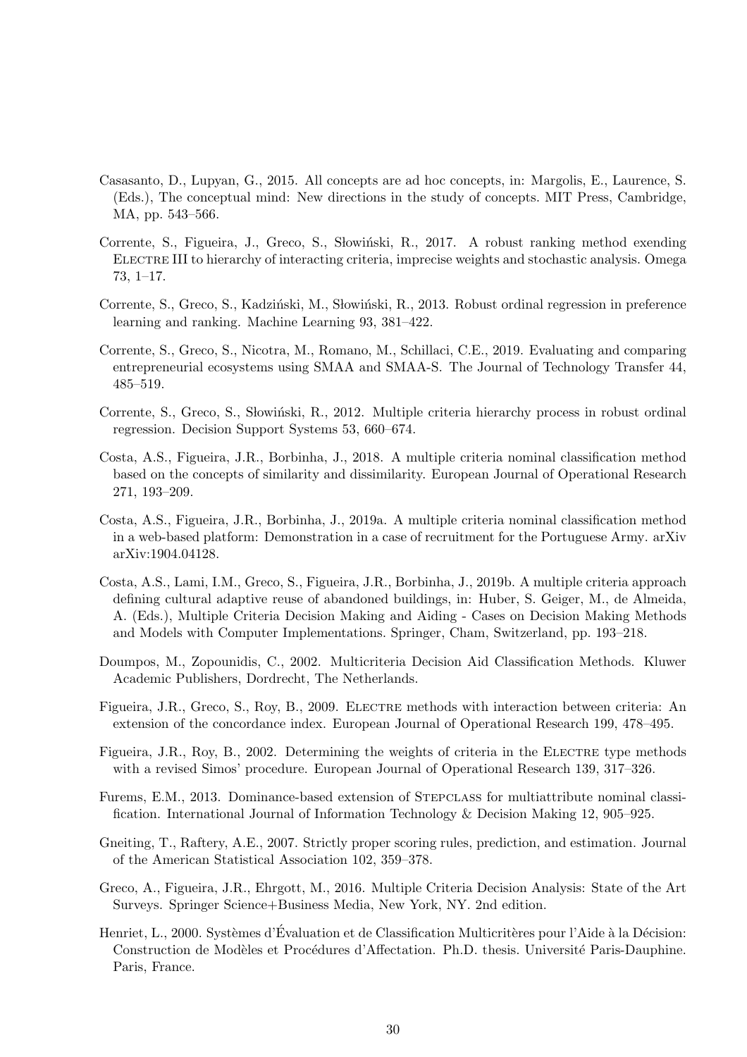Casasanto, D., Lupyan, G., 2015. All concepts are ad hoc concepts, in: Margolis, E., Laurence, S. (Eds.), The conceptual mind: New directions in the study of concepts. MIT Press, Cambridge, MA, pp. 543–566.

Corrente, S., Figueira, J., Greco, S., Słowiński, R., 2017. A robust ranking method exending Electre III to hierarchy of interacting criteria, imprecise weights and stochastic analysis. Omega 73, 1–17.

Corrente, S., Greco, S., Kadziński, M., Słowiński, R., 2013. Robust ordinal regression in preference learning and ranking. Machine Learning 93, 381–422.

Corrente, S., Greco, S., Nicotra, M., Romano, M., Schillaci, C.E., 2019. Evaluating and comparing entrepreneurial ecosystems using SMAA and SMAA-S. The Journal of Technology Transfer 44, 485–519.

Corrente, S., Greco, S., Słowiński, R., 2012. Multiple criteria hierarchy process in robust ordinal regression. Decision Support Systems 53, 660–674.

Costa, A.S., Figueira, J.R., Borbinha, J., 2018. A multiple criteria nominal classification method based on the concepts of similarity and dissimilarity. European Journal of Operational Research 271, 193–209.

Costa, A.S., Figueira, J.R., Borbinha, J., 2019a. A multiple criteria nominal classification method in a web-based platform: Demonstration in a case of recruitment for the Portuguese Army. arXiv arXiv:1904.04128.

Costa, A.S., Lami, I.M., Greco, S., Figueira, J.R., Borbinha, J., 2019b. A multiple criteria approach defining cultural adaptive reuse of abandoned buildings, in: Huber, S. Geiger, M., de Almeida, A. (Eds.), Multiple Criteria Decision Making and Aiding - Cases on Decision Making Methods and Models with Computer Implementations. Springer, Cham, Switzerland, pp. 193–218.

Doumpos, M., Zopounidis, C., 2002. Multicriteria Decision Aid Classification Methods. Kluwer Academic Publishers, Dordrecht, The Netherlands.

Figueira, J.R., Greco, S., Roy, B., 2009. Electre methods with interaction between criteria: An extension of the concordance index. European Journal of Operational Research 199, 478–495.

Figueira, J.R., Roy, B., 2002. Determining the weights of criteria in the Electre type methods with a revised Simos' procedure. European Journal of Operational Research 139, 317–326.

Furems, E.M., 2013. Dominance-based extension of Stepclass for multiattribute nominal classification. International Journal of Information Technology & Decision Making 12, 905–925.

Gneiting, T., Raftery, A.E., 2007. Strictly proper scoring rules, prediction, and estimation. Journal of the American Statistical Association 102, 359–378.

Greco, A., Figueira, J.R., Ehrgott, M., 2016. Multiple Criteria Decision Analysis: State of the Art Surveys. Springer Science+Business Media, New York, NY. 2nd edition.

Henriet, L., 2000. Systèmes d'Évaluation et de Classification Multicritères pour l'Aide à la Décision: Construction de Modèles et Procédures d'Affectation. Ph.D. thesis. Université Paris-Dauphine. Paris, France.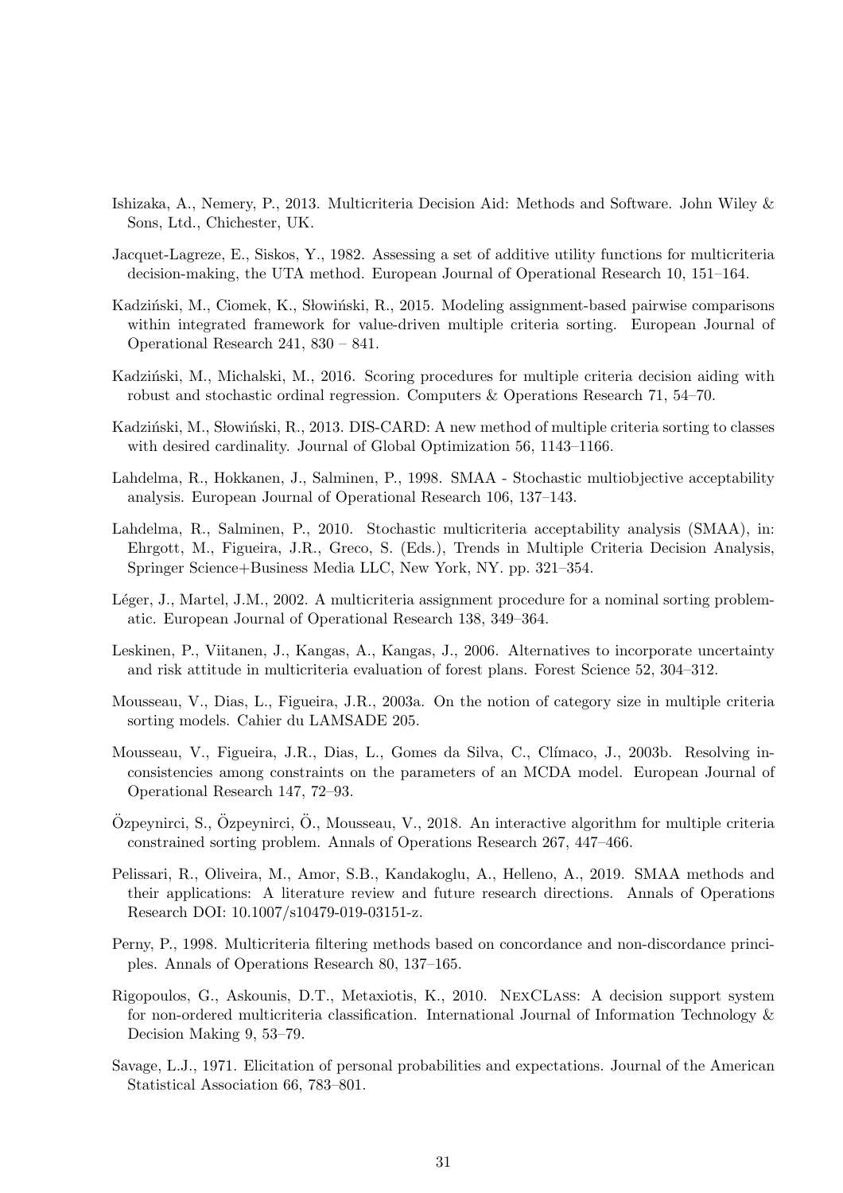Ishizaka, A., Nemery, P., 2013. Multicriteria Decision Aid: Methods and Software. John Wiley & Sons, Ltd., Chichester, UK.

Jacquet-Lagreze, E., Siskos, Y., 1982. Assessing a set of additive utility functions for multicriteria decision-making, the UTA method. European Journal of Operational Research 10, 151–164.

Kadziński, M., Ciomek, K., Słowiński, R., 2015. Modeling assignment-based pairwise comparisons within integrated framework for value-driven multiple criteria sorting. European Journal of Operational Research 241, 830 – 841.

Kadziński, M., Michalski, M., 2016. Scoring procedures for multiple criteria decision aiding with robust and stochastic ordinal regression. Computers & Operations Research 71, 54–70.

Kadziński, M., Słowiński, R., 2013. DIS-CARD: A new method of multiple criteria sorting to classes with desired cardinality. Journal of Global Optimization 56, 1143–1166.

Lahdelma, R., Hokkanen, J., Salminen, P., 1998. SMAA - Stochastic multiobjective acceptability analysis. European Journal of Operational Research 106, 137–143.

Lahdelma, R., Salminen, P., 2010. Stochastic multicriteria acceptability analysis (SMAA), in: Ehrgott, M., Figueira, J.R., Greco, S. (Eds.), Trends in Multiple Criteria Decision Analysis, Springer Science+Business Media LLC, New York, NY. pp. 321–354.

Léger, J., Martel, J.M., 2002. A multicriteria assignment procedure for a nominal sorting problematic. European Journal of Operational Research 138, 349–364.

Leskinen, P., Viitanen, J., Kangas, A., Kangas, J., 2006. Alternatives to incorporate uncertainty and risk attitude in multicriteria evaluation of forest plans. Forest Science 52, 304–312.

Mousseau, V., Dias, L., Figueira, J.R., 2003a. On the notion of category size in multiple criteria sorting models. Cahier du LAMSADE 205.

Mousseau, V., Figueira, J.R., Dias, L., Gomes da Silva, C., Clímaco, J., 2003b. Resolving inconsistencies among constraints on the parameters of an MCDA model. European Journal of Operational Research 147, 72–93.

Özpeynirci, S., Özpeynirci, Ö., Mousseau, V., 2018. An interactive algorithm for multiple criteria constrained sorting problem. Annals of Operations Research 267, 447–466.

Pelissari, R., Oliveira, M., Amor, S.B., Kandakoglu, A., Helleno, A., 2019. SMAA methods and their applications: A literature review and future research directions. Annals of Operations Research DOI: 10.1007/s10479-019-03151-z.

Perny, P., 1998. Multicriteria filtering methods based on concordance and non-discordance principles. Annals of Operations Research 80, 137–165.

Rigopoulos, G., Askounis, D.T., Metaxiotis, K., 2010. NexClass: A decision support system for non-ordered multicriteria classification. International Journal of Information Technology & Decision Making 9, 53–79.

Savage, L.J., 1971. Elicitation of personal probabilities and expectations. Journal of the American Statistical Association 66, 783–801.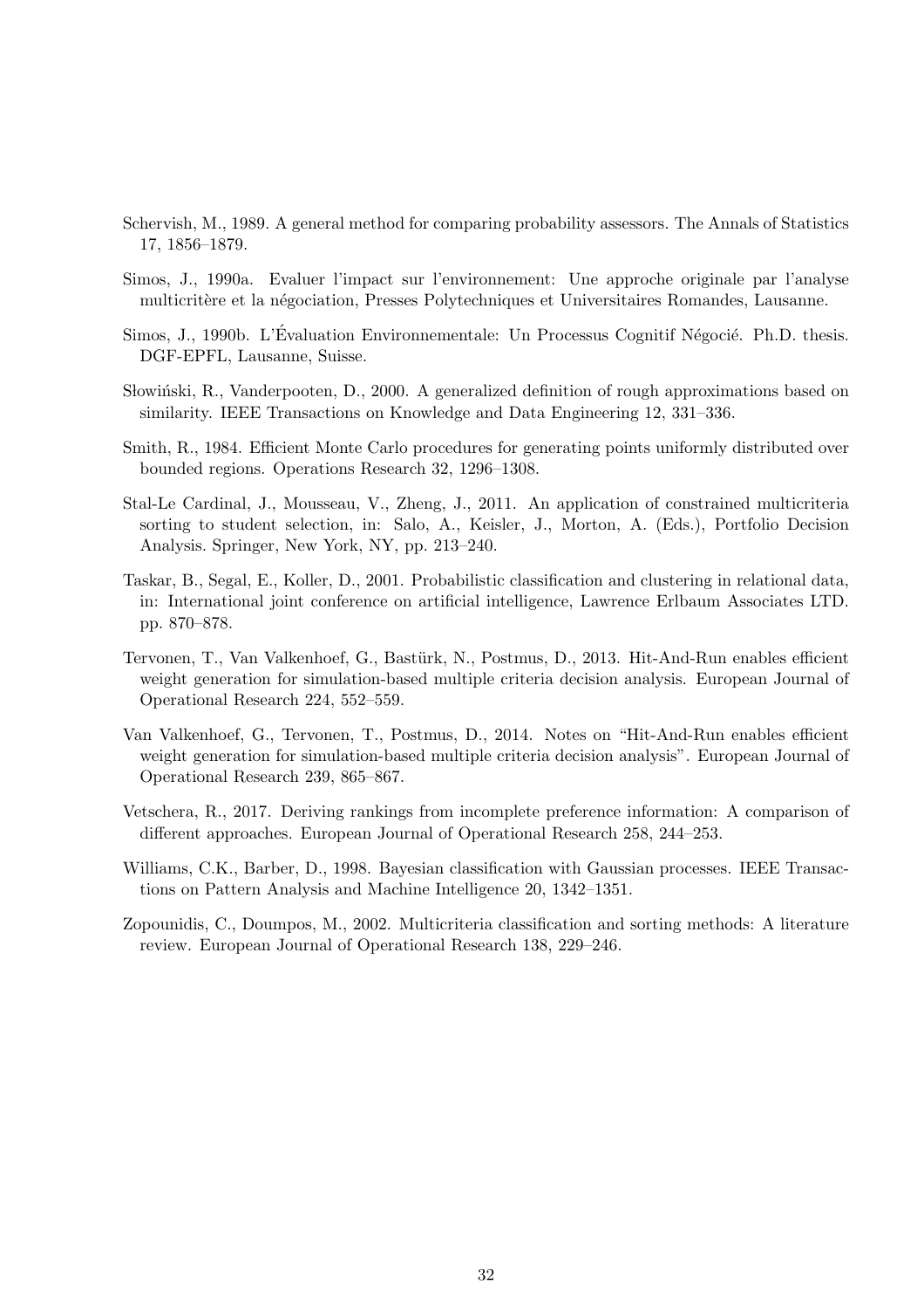Schervish, M., 1989. A general method for comparing probability assessors. The Annals of Statistics 17, 1856–1879.

Simos, J., 1990a. Evaluer l'impact sur l'environnement: Une approche originale par l'analyse multicritère et la négociation, Presses Polytechniques et Universitaires Romandes, Lausanne.

Simos, J., 1990b. L'Évaluation Environnementale: Un Processus Cognitif Négocié. Ph.D. thesis. DGF-EPFL, Lausanne, Suisse.

Słowiński, R., Vanderpooten, D., 2000. A generalized definition of rough approximations based on similarity. IEEE Transactions on Knowledge and Data Engineering 12, 331–336.

Smith, R., 1984. Efficient Monte Carlo procedures for generating points uniformly distributed over bounded regions. Operations Research 32, 1296–1308.

Stal-Le Cardinal, J., Mousseau, V., Zheng, J., 2011. An application of constrained multicriteria sorting to student selection, in: Salo, A., Keisler, J., Morton, A. (Eds.), Portfolio Decision Analysis. Springer, New York, NY, pp. 213–240.

Taskar, B., Segal, E., Koller, D., 2001. Probabilistic classification and clustering in relational data, in: International joint conference on artificial intelligence, Lawrence Erlbaum Associates LTD. pp. 870–878.

Tervonen, T., Van Valkenhoef, G., Bastürk, N., Postmus, D., 2013. Hit-And-Run enables efficient weight generation for simulation-based multiple criteria decision analysis. European Journal of Operational Research 224, 552–559.

Van Valkenhoef, G., Tervonen, T., Postmus, D., 2014. Notes on "Hit-And-Run enables efficient weight generation for simulation-based multiple criteria decision analysis". European Journal of Operational Research 239, 865–867.

Vetschera, R., 2017. Deriving rankings from incomplete preference information: A comparison of different approaches. European Journal of Operational Research 258, 244–253.

Williams, C.K., Barber, D., 1998. Bayesian classification with Gaussian processes. IEEE Transactions on Pattern Analysis and Machine Intelligence 20, 1342–1351.

Zopounidis, C., Doumpos, M., 2002. Multicriteria classification and sorting methods: A literature review. European Journal of Operational Research 138, 229–246.